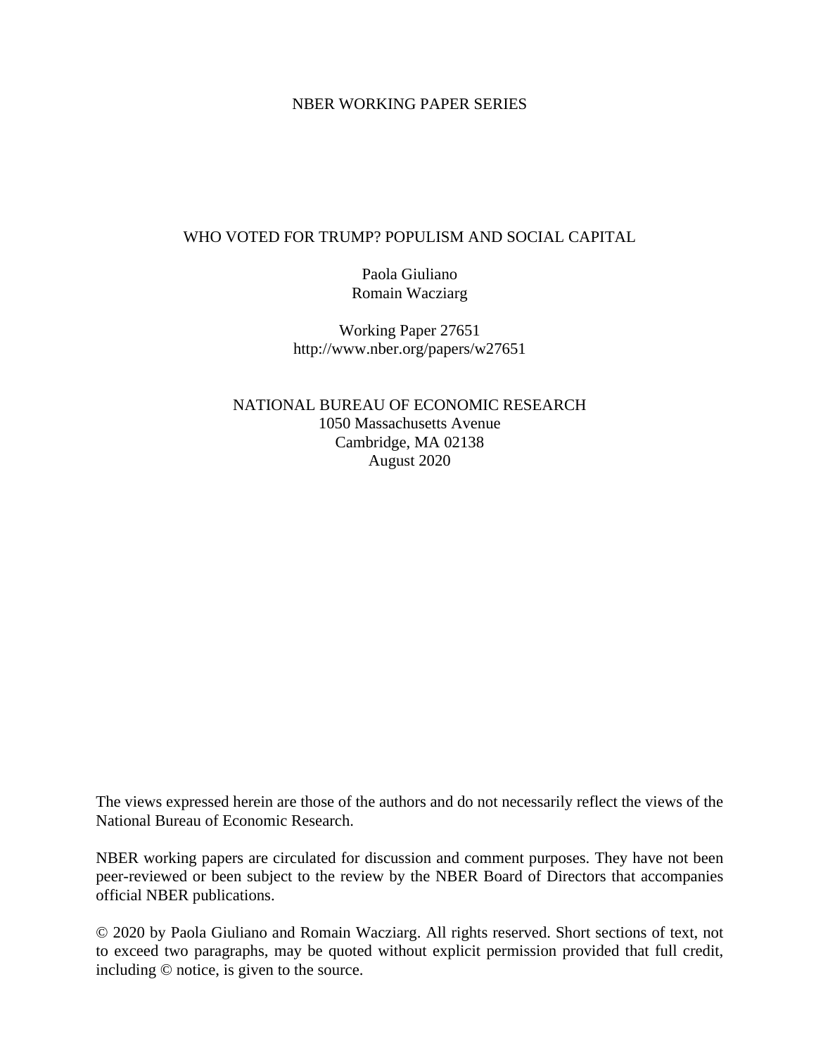NBER WORKING PAPER SERIES

# WHO VOTED FOR TRUMP? POPULISM AND SOCIAL CAPITAL

Paola Giuliano
Romain Wacziarg

Working Paper 27651
http://www.nber.org/papers/w27651

NATIONAL BUREAU OF ECONOMIC RESEARCH
1050 Massachusetts Avenue
Cambridge, MA 02138
August 2020

The views expressed herein are those of the authors and do not necessarily reflect the views of the National Bureau of Economic Research.

NBER working papers are circulated for discussion and comment purposes. They have not been peer-reviewed or been subject to the review by the NBER Board of Directors that accompanies official NBER publications.

© 2020 by Paola Giuliano and Romain Wacziarg. All rights reserved. Short sections of text, not to exceed two paragraphs, may be quoted without explicit permission provided that full credit, including © notice, is given to the source.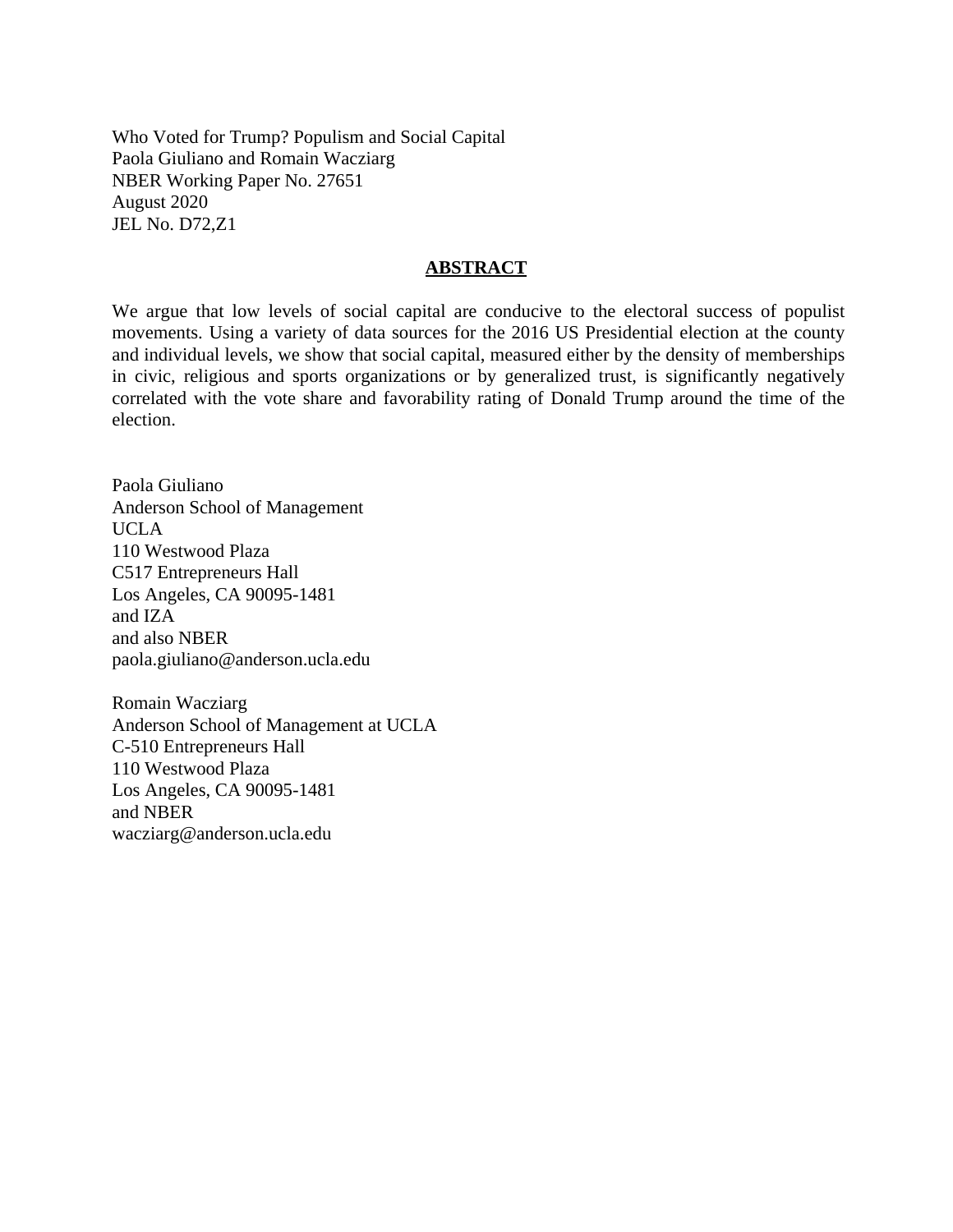Who Voted for Trump? Populism and Social Capital
Paola Giuliano and Romain Wacziarg
NBER Working Paper No. 27651
August 2020
JEL No. D72,Z1

## ABSTRACT

We argue that low levels of social capital are conducive to the electoral success of populist movements. Using a variety of data sources for the 2016 US Presidential election at the county and individual levels, we show that social capital, measured either by the density of memberships in civic, religious and sports organizations or by generalized trust, is significantly negatively correlated with the vote share and favorability rating of Donald Trump around the time of the election.

Paola Giuliano
Anderson School of Management
UCLA
110 Westwood Plaza
C517 Entrepreneurs Hall
Los Angeles, CA 90095-1481
and IZA
and also NBER
paola.giuliano@anderson.ucla.edu

Romain Wacziarg
Anderson School of Management at UCLA
C-510 Entrepreneurs Hall
110 Westwood Plaza
Los Angeles, CA 90095-1481
and NBER
wacziarg@anderson.ucla.edu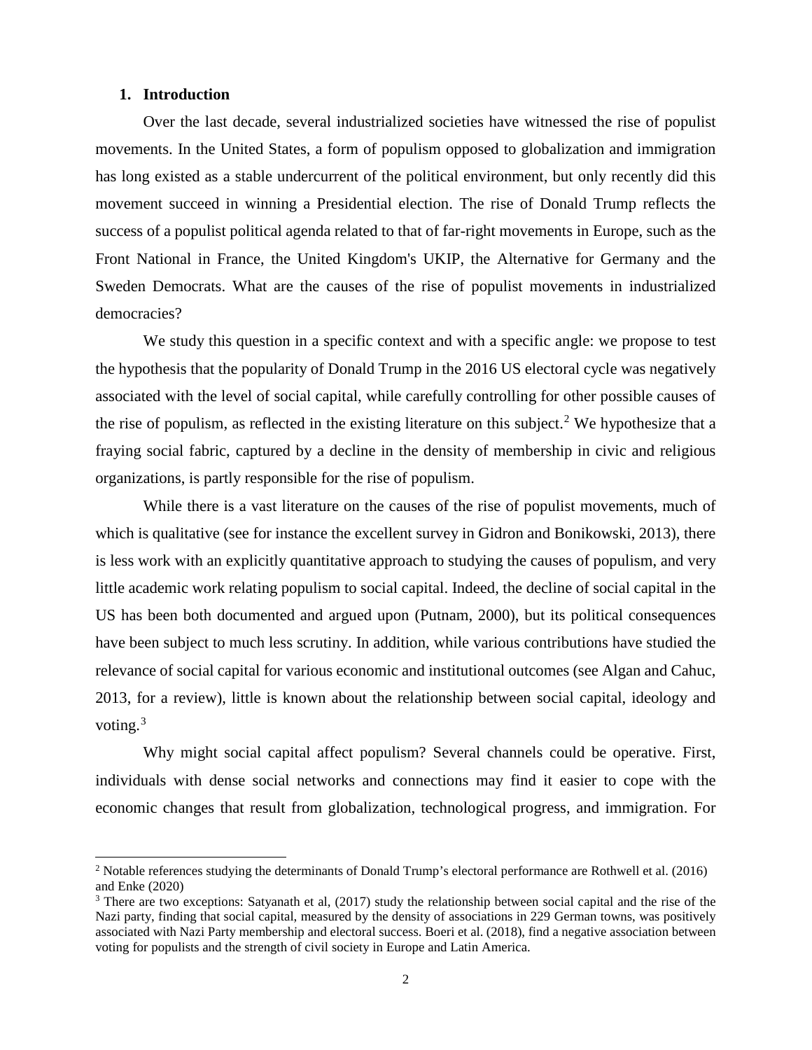## 1. Introduction

Over the last decade, several industrialized societies have witnessed the rise of populist movements. In the United States, a form of populism opposed to globalization and immigration has long existed as a stable undercurrent of the political environment, but only recently did this movement succeed in winning a Presidential election. The rise of Donald Trump reflects the success of a populist political agenda related to that of far-right movements in Europe, such as the Front National in France, the United Kingdom's UKIP, the Alternative for Germany and the Sweden Democrats. What are the causes of the rise of populist movements in industrialized democracies?

We study this question in a specific context and with a specific angle: we propose to test the hypothesis that the popularity of Donald Trump in the 2016 US electoral cycle was negatively associated with the level of social capital, while carefully controlling for other possible causes of the rise of populism, as reflected in the existing literature on this subject.[2] We hypothesize that a fraying social fabric, captured by a decline in the density of membership in civic and religious organizations, is partly responsible for the rise of populism.

While there is a vast literature on the causes of the rise of populist movements, much of which is qualitative (see for instance the excellent survey in Gidron and Bonikowski, 2013), there is less work with an explicitly quantitative approach to studying the causes of populism, and very little academic work relating populism to social capital. Indeed, the decline of social capital in the US has been both documented and argued upon (Putnam, 2000), but its political consequences have been subject to much less scrutiny. In addition, while various contributions have studied the relevance of social capital for various economic and institutional outcomes (see Algan and Cahuc, 2013, for a review), little is known about the relationship between social capital, ideology and voting.[3]

Why might social capital affect populism? Several channels could be operative. First, individuals with dense social networks and connections may find it easier to cope with the economic changes that result from globalization, technological progress, and immigration. For

[2] Notable references studying the determinants of Donald Trump's electoral performance are Rothwell et al. (2016) and Enke (2020)

[3] There are two exceptions: Satyanath et al, (2017) study the relationship between social capital and the rise of the Nazi party, finding that social capital, measured by the density of associations in 229 German towns, was positively associated with Nazi Party membership and electoral success. Boeri et al. (2018), find a negative association between voting for populists and the strength of civil society in Europe and Latin America.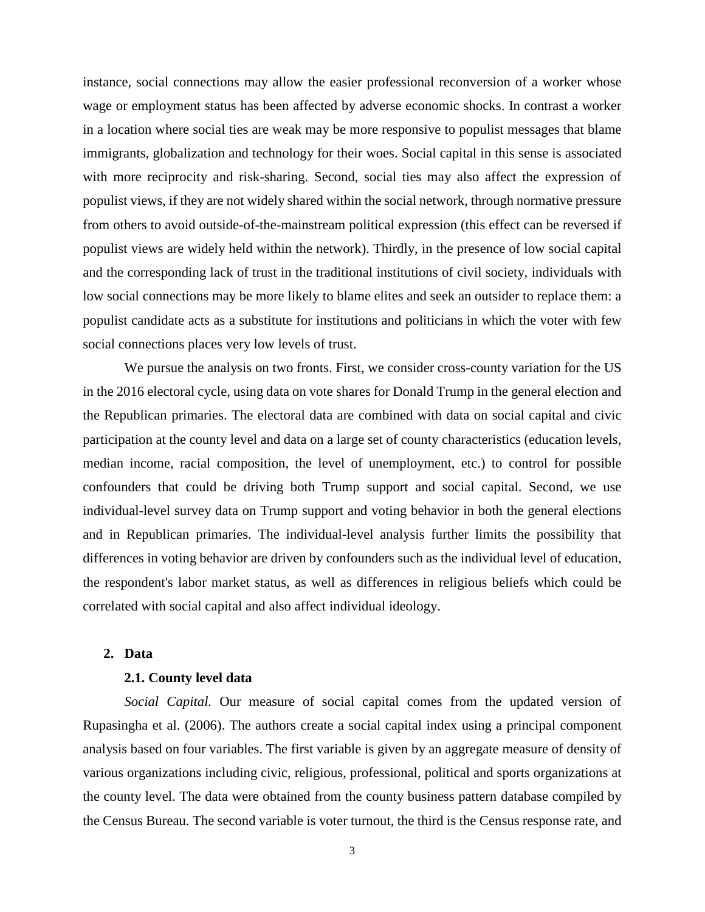instance, social connections may allow the easier professional reconversion of a worker whose wage or employment status has been affected by adverse economic shocks. In contrast a worker in a location where social ties are weak may be more responsive to populist messages that blame immigrants, globalization and technology for their woes. Social capital in this sense is associated with more reciprocity and risk-sharing. Second, social ties may also affect the expression of populist views, if they are not widely shared within the social network, through normative pressure from others to avoid outside-of-the-mainstream political expression (this effect can be reversed if populist views are widely held within the network). Thirdly, in the presence of low social capital and the corresponding lack of trust in the traditional institutions of civil society, individuals with low social connections may be more likely to blame elites and seek an outsider to replace them: a populist candidate acts as a substitute for institutions and politicians in which the voter with few social connections places very low levels of trust.

We pursue the analysis on two fronts. First, we consider cross-county variation for the US in the 2016 electoral cycle, using data on vote shares for Donald Trump in the general election and the Republican primaries. The electoral data are combined with data on social capital and civic participation at the county level and data on a large set of county characteristics (education levels, median income, racial composition, the level of unemployment, etc.) to control for possible confounders that could be driving both Trump support and social capital. Second, we use individual-level survey data on Trump support and voting behavior in both the general elections and in Republican primaries. The individual-level analysis further limits the possibility that differences in voting behavior are driven by confounders such as the individual level of education, the respondent's labor market status, as well as differences in religious beliefs which could be correlated with social capital and also affect individual ideology.

## 2. Data

### 2.1. County level data

*Social Capital.* Our measure of social capital comes from the updated version of Rupasingha et al. (2006). The authors create a social capital index using a principal component analysis based on four variables. The first variable is given by an aggregate measure of density of various organizations including civic, religious, professional, political and sports organizations at the county level. The data were obtained from the county business pattern database compiled by the Census Bureau. The second variable is voter turnout, the third is the Census response rate, and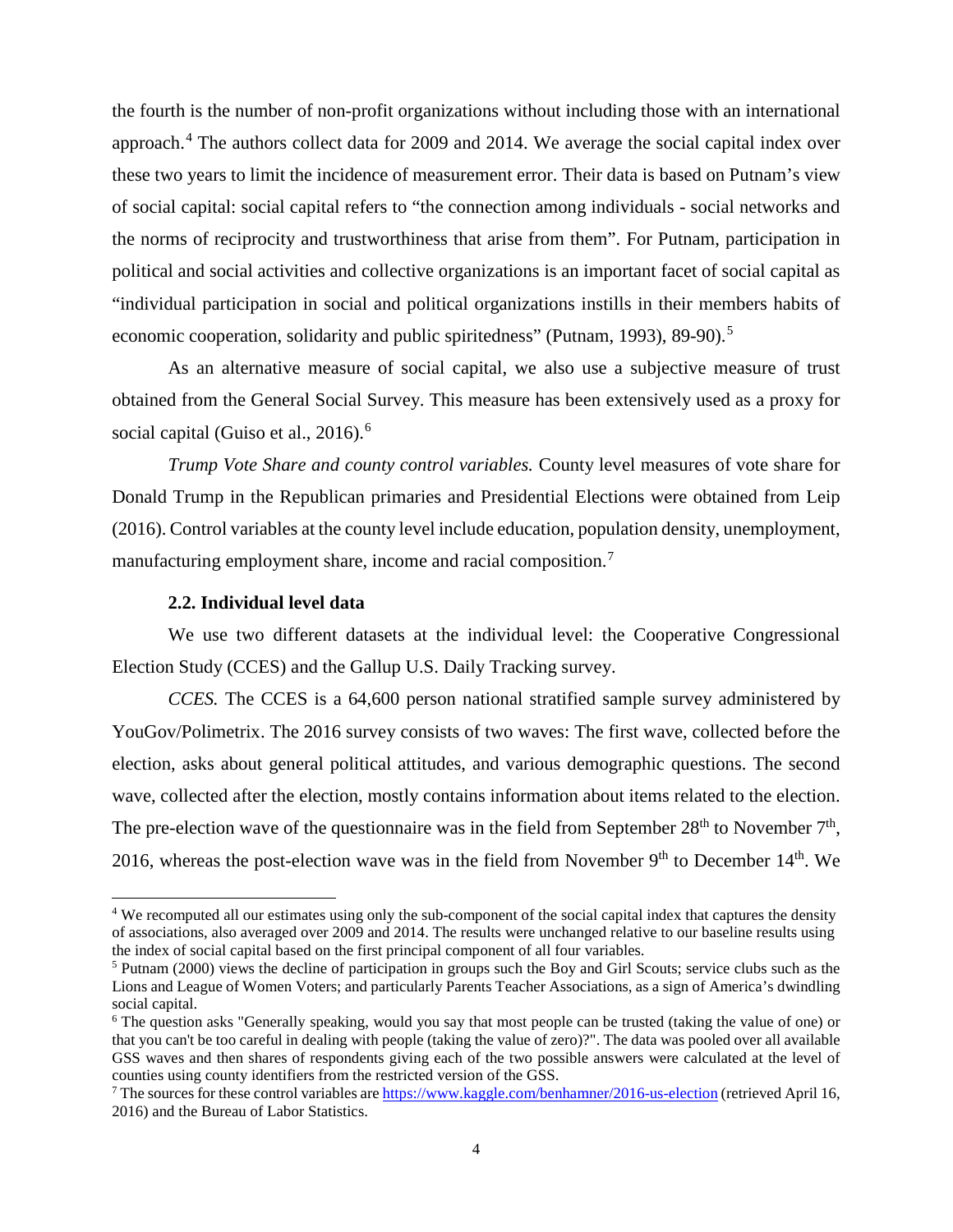the fourth is the number of non-profit organizations without including those with an international approach.[4] The authors collect data for 2009 and 2014. We average the social capital index over these two years to limit the incidence of measurement error. Their data is based on Putnam's view of social capital: social capital refers to "the connection among individuals - social networks and the norms of reciprocity and trustworthiness that arise from them". For Putnam, participation in political and social activities and collective organizations is an important facet of social capital as "individual participation in social and political organizations instills in their members habits of economic cooperation, solidarity and public spiritedness" (Putnam, 1993), 89-90).[5]

As an alternative measure of social capital, we also use a subjective measure of trust obtained from the General Social Survey. This measure has been extensively used as a proxy for social capital (Guiso et al., 2016).[6]

*Trump Vote Share and county control variables.* County level measures of vote share for Donald Trump in the Republican primaries and Presidential Elections were obtained from Leip (2016). Control variables at the county level include education, population density, unemployment, manufacturing employment share, income and racial composition.[7]

### 2.2. Individual level data

We use two different datasets at the individual level: the Cooperative Congressional Election Study (CCES) and the Gallup U.S. Daily Tracking survey.

*CCES.* The CCES is a 64,600 person national stratified sample survey administered by YouGov/Polimetrix. The 2016 survey consists of two waves: The first wave, collected before the election, asks about general political attitudes, and various demographic questions. The second wave, collected after the election, mostly contains information about items related to the election. The pre-election wave of the questionnaire was in the field from September 28th to November 7th, 2016, whereas the post-election wave was in the field from November 9th to December 14th. We

---

[4] We recomputed all our estimates using only the sub-component of the social capital index that captures the density of associations, also averaged over 2009 and 2014. The results were unchanged relative to our baseline results using the index of social capital based on the first principal component of all four variables.

[5] Putnam (2000) views the decline of participation in groups such the Boy and Girl Scouts; service clubs such as the Lions and League of Women Voters; and particularly Parents Teacher Associations, as a sign of America's dwindling social capital.

[6] The question asks "Generally speaking, would you say that most people can be trusted (taking the value of one) or that you can't be too careful in dealing with people (taking the value of zero)?". The data was pooled over all available GSS waves and then shares of respondents giving each of the two possible answers were calculated at the level of counties using county identifiers from the restricted version of the GSS.

[7] The sources for these control variables are https://www.kaggle.com/benhamner/2016-us-election (retrieved April 16, 2016) and the Bureau of Labor Statistics.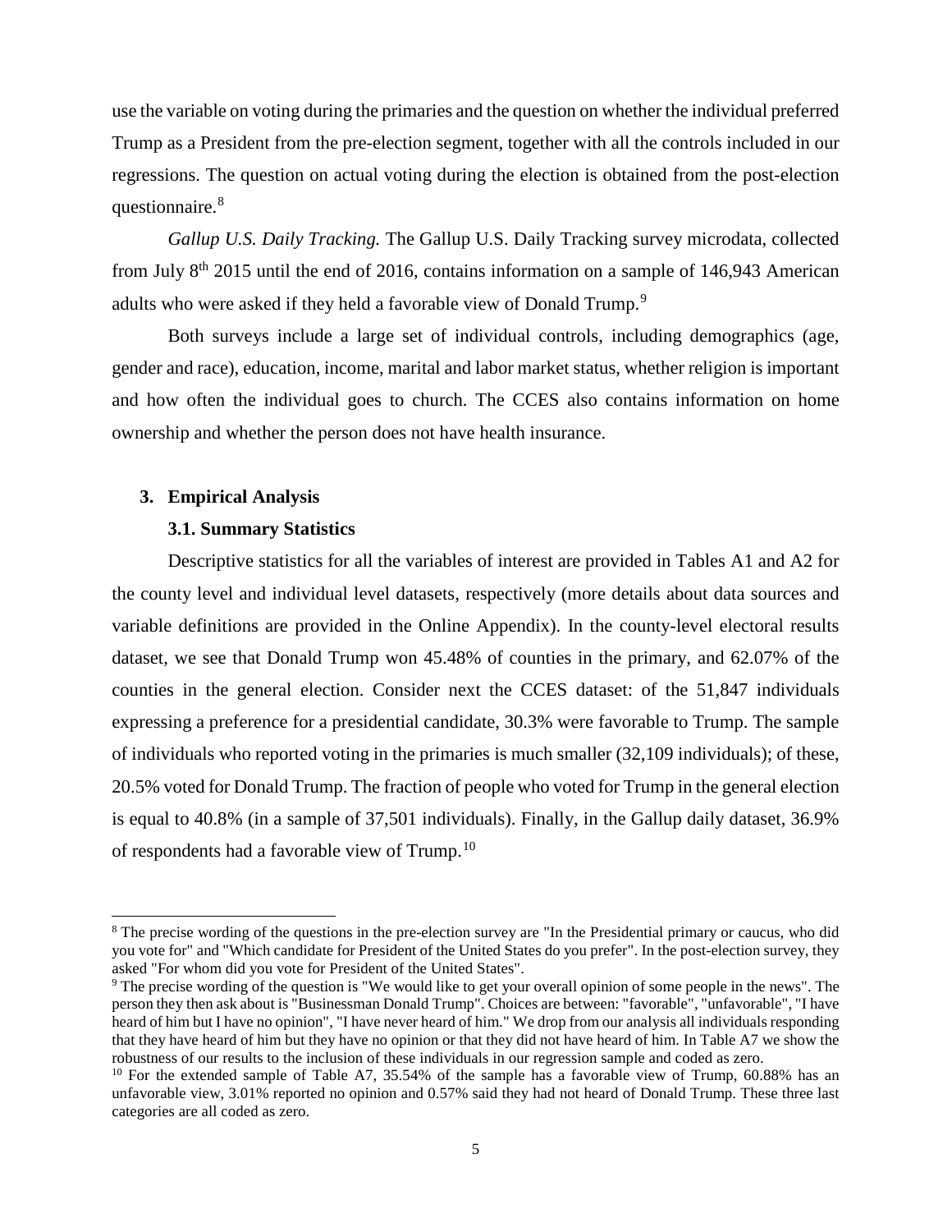use the variable on voting during the primaries and the question on whether the individual preferred Trump as a President from the pre-election segment, together with all the controls included in our regressions. The question on actual voting during the election is obtained from the post-election questionnaire.[8]

*Gallup U.S. Daily Tracking.* The Gallup U.S. Daily Tracking survey microdata, collected from July 8th 2015 until the end of 2016, contains information on a sample of 146,943 American adults who were asked if they held a favorable view of Donald Trump.[9]

Both surveys include a large set of individual controls, including demographics (age, gender and race), education, income, marital and labor market status, whether religion is important and how often the individual goes to church. The CCES also contains information on home ownership and whether the person does not have health insurance.

## 3. Empirical Analysis

### 3.1. Summary Statistics

Descriptive statistics for all the variables of interest are provided in Tables A1 and A2 for the county level and individual level datasets, respectively (more details about data sources and variable definitions are provided in the Online Appendix). In the county-level electoral results dataset, we see that Donald Trump won 45.48% of counties in the primary, and 62.07% of the counties in the general election. Consider next the CCES dataset: of the 51,847 individuals expressing a preference for a presidential candidate, 30.3% were favorable to Trump. The sample of individuals who reported voting in the primaries is much smaller (32,109 individuals); of these, 20.5% voted for Donald Trump. The fraction of people who voted for Trump in the general election is equal to 40.8% (in a sample of 37,501 individuals). Finally, in the Gallup daily dataset, 36.9% of respondents had a favorable view of Trump.[10]

---

[8] The precise wording of the questions in the pre-election survey are "In the Presidential primary or caucus, who did you vote for" and "Which candidate for President of the United States do you prefer". In the post-election survey, they asked "For whom did you vote for President of the United States".

[9] The precise wording of the question is "We would like to get your overall opinion of some people in the news". The person they then ask about is "Businessman Donald Trump". Choices are between: "favorable", "unfavorable", "I have heard of him but I have no opinion", "I have never heard of him." We drop from our analysis all individuals responding that they have heard of him but they have no opinion or that they did not have heard of him. In Table A7 we show the robustness of our results to the inclusion of these individuals in our regression sample and coded as zero.

[10] For the extended sample of Table A7, 35.54% of the sample has a favorable view of Trump, 60.88% has an unfavorable view, 3.01% reported no opinion and 0.57% said they had not heard of Donald Trump. These three last categories are all coded as zero.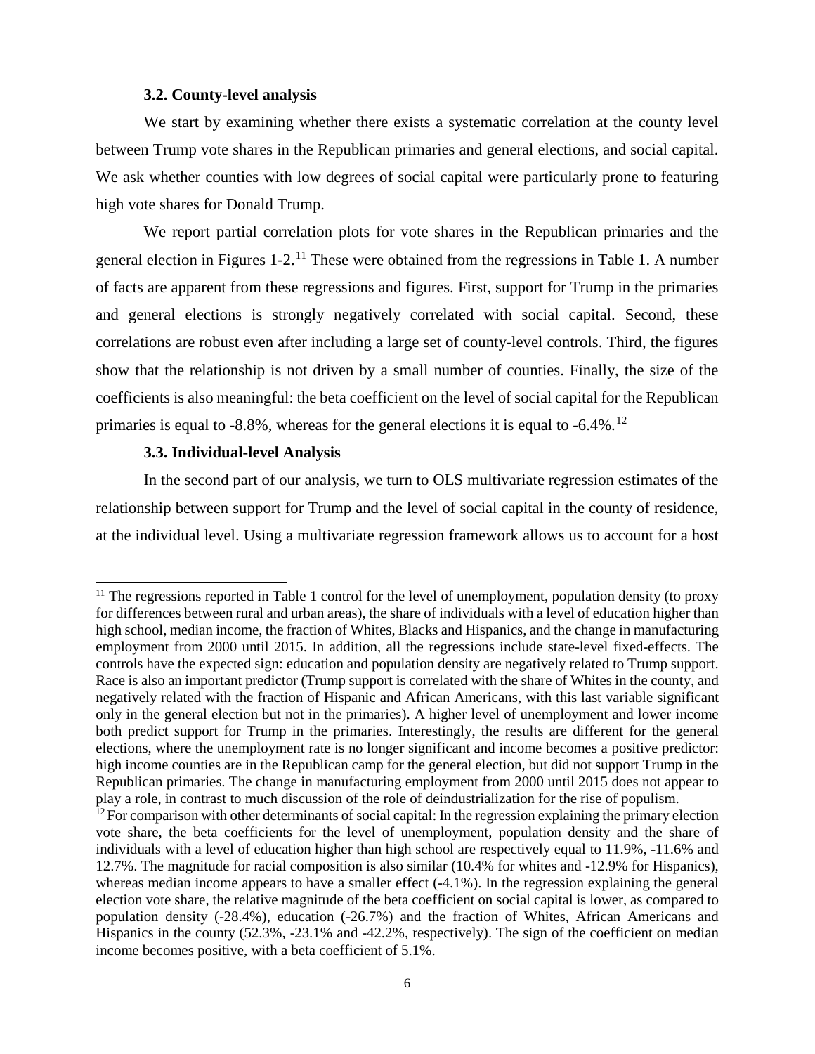### 3.2. County-level analysis

We start by examining whether there exists a systematic correlation at the county level between Trump vote shares in the Republican primaries and general elections, and social capital. We ask whether counties with low degrees of social capital were particularly prone to featuring high vote shares for Donald Trump.

We report partial correlation plots for vote shares in the Republican primaries and the general election in Figures 1-2.[11] These were obtained from the regressions in Table 1. A number of facts are apparent from these regressions and figures. First, support for Trump in the primaries and general elections is strongly negatively correlated with social capital. Second, these correlations are robust even after including a large set of county-level controls. Third, the figures show that the relationship is not driven by a small number of counties. Finally, the size of the coefficients is also meaningful: the beta coefficient on the level of social capital for the Republican primaries is equal to -8.8%, whereas for the general elections it is equal to -6.4%.[12]

### 3.3. Individual-level Analysis

In the second part of our analysis, we turn to OLS multivariate regression estimates of the relationship between support for Trump and the level of social capital in the county of residence, at the individual level. Using a multivariate regression framework allows us to account for a host

---

[11] The regressions reported in Table 1 control for the level of unemployment, population density (to proxy for differences between rural and urban areas), the share of individuals with a level of education higher than high school, median income, the fraction of Whites, Blacks and Hispanics, and the change in manufacturing employment from 2000 until 2015. In addition, all the regressions include state-level fixed-effects. The controls have the expected sign: education and population density are negatively related to Trump support. Race is also an important predictor (Trump support is correlated with the share of Whites in the county, and negatively related with the fraction of Hispanic and African Americans, with this last variable significant only in the general election but not in the primaries). A higher level of unemployment and lower income both predict support for Trump in the primaries. Interestingly, the results are different for the general elections, where the unemployment rate is no longer significant and income becomes a positive predictor: high income counties are in the Republican camp for the general election, but did not support Trump in the Republican primaries. The change in manufacturing employment from 2000 until 2015 does not appear to play a role, in contrast to much discussion of the role of deindustrialization for the rise of populism.

[12] For comparison with other determinants of social capital: In the regression explaining the primary election vote share, the beta coefficients for the level of unemployment, population density and the share of individuals with a level of education higher than high school are respectively equal to 11.9%, -11.6% and 12.7%. The magnitude for racial composition is also similar (10.4% for whites and -12.9% for Hispanics), whereas median income appears to have a smaller effect (-4.1%). In the regression explaining the general election vote share, the relative magnitude of the beta coefficient on social capital is lower, as compared to population density (-28.4%), education (-26.7%) and the fraction of Whites, African Americans and Hispanics in the county (52.3%, -23.1% and -42.2%, respectively). The sign of the coefficient on median income becomes positive, with a beta coefficient of 5.1%.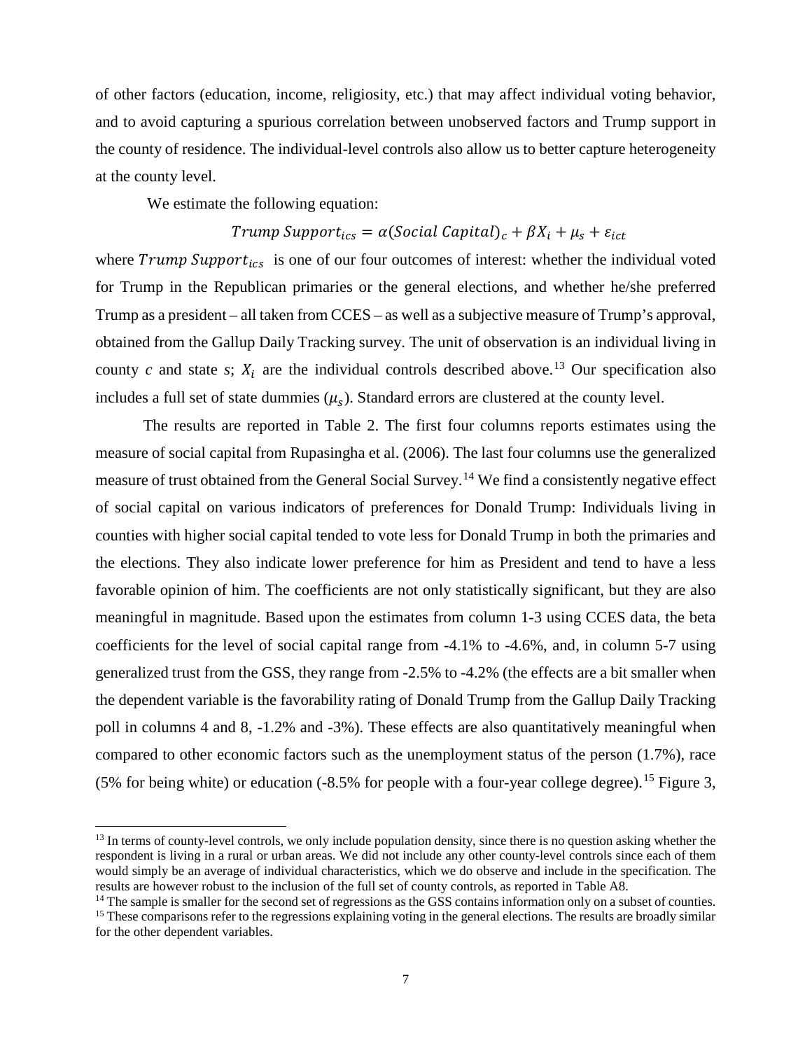of other factors (education, income, religiosity, etc.) that may affect individual voting behavior, and to avoid capturing a spurious correlation between unobserved factors and Trump support in the county of residence. The individual-level controls also allow us to better capture heterogeneity at the county level.

We estimate the following equation:

$$Trump\ Support_{ics} = \alpha(Social\ Capital)_c + \beta X_i + \mu_s + \varepsilon_{ict}$$

where $Trump\ Support_{ics}$ is one of our four outcomes of interest: whether the individual voted for Trump in the Republican primaries or the general elections, and whether he/she preferred Trump as a president – all taken from CCES – as well as a subjective measure of Trump's approval, obtained from the Gallup Daily Tracking survey. The unit of observation is an individual living in county $c$ and state $s$; $X_i$ are the individual controls described above.[13] Our specification also includes a full set of state dummies ($\mu_s$). Standard errors are clustered at the county level.

The results are reported in Table 2. The first four columns reports estimates using the measure of social capital from Rupasingha et al. (2006). The last four columns use the generalized measure of trust obtained from the General Social Survey.[14] We find a consistently negative effect of social capital on various indicators of preferences for Donald Trump: Individuals living in counties with higher social capital tended to vote less for Donald Trump in both the primaries and the elections. They also indicate lower preference for him as President and tend to have a less favorable opinion of him. The coefficients are not only statistically significant, but they are also meaningful in magnitude. Based upon the estimates from column 1-3 using CCES data, the beta coefficients for the level of social capital range from -4.1% to -4.6%, and, in column 5-7 using generalized trust from the GSS, they range from -2.5% to -4.2% (the effects are a bit smaller when the dependent variable is the favorability rating of Donald Trump from the Gallup Daily Tracking poll in columns 4 and 8, -1.2% and -3%). These effects are also quantitatively meaningful when compared to other economic factors such as the unemployment status of the person (1.7%), race (5% for being white) or education (-8.5% for people with a four-year college degree).[15] Figure 3,

[13] In terms of county-level controls, we only include population density, since there is no question asking whether the respondent is living in a rural or urban areas. We did not include any other county-level controls since each of them would simply be an average of individual characteristics, which we do observe and include in the specification. The results are however robust to the inclusion of the full set of county controls, as reported in Table A8.

[14] The sample is smaller for the second set of regressions as the GSS contains information only on a subset of counties.

[15] These comparisons refer to the regressions explaining voting in the general elections. The results are broadly similar for the other dependent variables.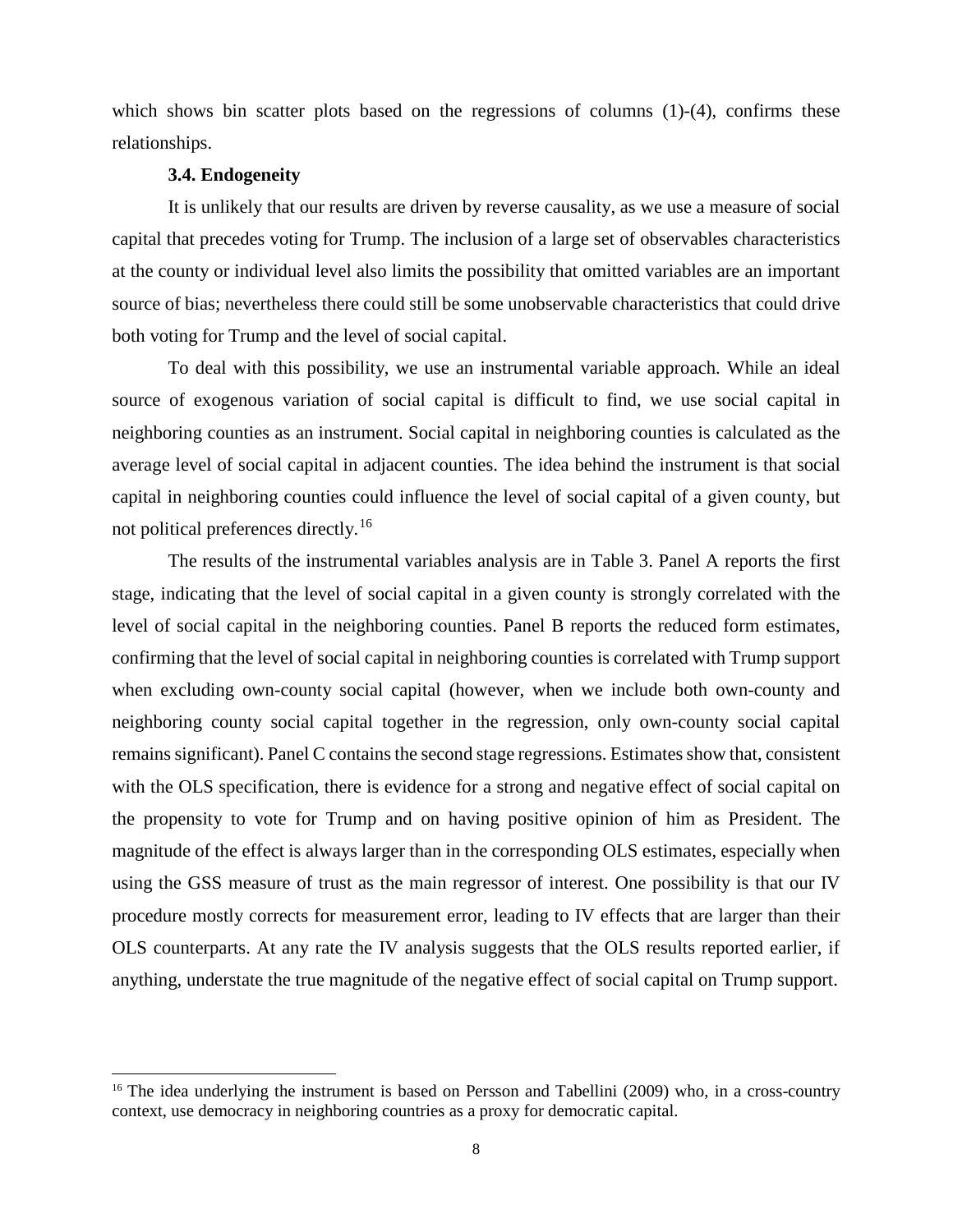which shows bin scatter plots based on the regressions of columns (1)-(4), confirms these relationships.

### 3.4. Endogeneity

It is unlikely that our results are driven by reverse causality, as we use a measure of social capital that precedes voting for Trump. The inclusion of a large set of observables characteristics at the county or individual level also limits the possibility that omitted variables are an important source of bias; nevertheless there could still be some unobservable characteristics that could drive both voting for Trump and the level of social capital.

To deal with this possibility, we use an instrumental variable approach. While an ideal source of exogenous variation of social capital is difficult to find, we use social capital in neighboring counties as an instrument. Social capital in neighboring counties is calculated as the average level of social capital in adjacent counties. The idea behind the instrument is that social capital in neighboring counties could influence the level of social capital of a given county, but not political preferences directly.[16]

The results of the instrumental variables analysis are in Table 3. Panel A reports the first stage, indicating that the level of social capital in a given county is strongly correlated with the level of social capital in the neighboring counties. Panel B reports the reduced form estimates, confirming that the level of social capital in neighboring counties is correlated with Trump support when excluding own-county social capital (however, when we include both own-county and neighboring county social capital together in the regression, only own-county social capital remains significant). Panel C contains the second stage regressions. Estimates show that, consistent with the OLS specification, there is evidence for a strong and negative effect of social capital on the propensity to vote for Trump and on having positive opinion of him as President. The magnitude of the effect is always larger than in the corresponding OLS estimates, especially when using the GSS measure of trust as the main regressor of interest. One possibility is that our IV procedure mostly corrects for measurement error, leading to IV effects that are larger than their OLS counterparts. At any rate the IV analysis suggests that the OLS results reported earlier, if anything, understate the true magnitude of the negative effect of social capital on Trump support.

[16] The idea underlying the instrument is based on Persson and Tabellini (2009) who, in a cross-country context, use democracy in neighboring countries as a proxy for democratic capital.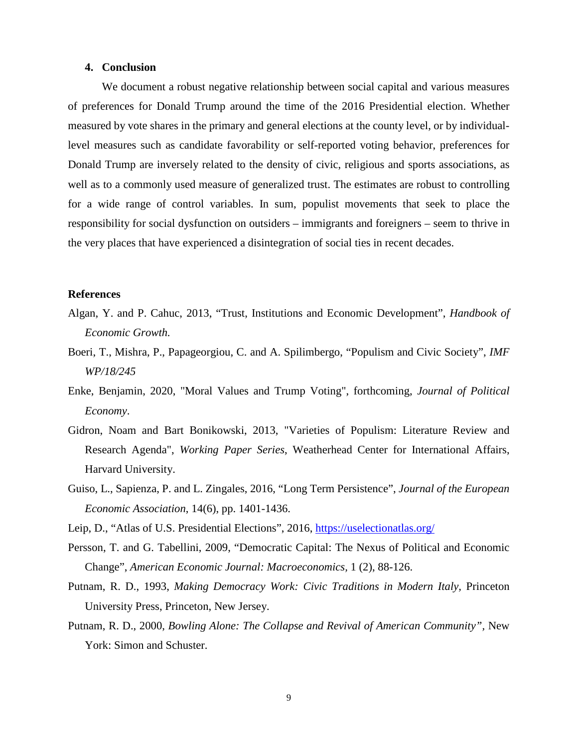## 4. Conclusion

We document a robust negative relationship between social capital and various measures of preferences for Donald Trump around the time of the 2016 Presidential election. Whether measured by vote shares in the primary and general elections at the county level, or by individual-level measures such as candidate favorability or self-reported voting behavior, preferences for Donald Trump are inversely related to the density of civic, religious and sports associations, as well as to a commonly used measure of generalized trust. The estimates are robust to controlling for a wide range of control variables. In sum, populist movements that seek to place the responsibility for social dysfunction on outsiders – immigrants and foreigners – seem to thrive in the very places that have experienced a disintegration of social ties in recent decades.

## References

Algan, Y. and P. Cahuc, 2013, "Trust, Institutions and Economic Development", *Handbook of Economic Growth.*

Boeri, T., Mishra, P., Papageorgiou, C. and A. Spilimbergo, "Populism and Civic Society", *IMF WP/18/245*

Enke, Benjamin, 2020, "Moral Values and Trump Voting", forthcoming, *Journal of Political Economy*.

Gidron, Noam and Bart Bonikowski, 2013, "Varieties of Populism: Literature Review and Research Agenda", *Working Paper Series*, Weatherhead Center for International Affairs, Harvard University.

Guiso, L., Sapienza, P. and L. Zingales, 2016, "Long Term Persistence", *Journal of the European Economic Association*, 14(6), pp. 1401-1436.

Leip, D., "Atlas of U.S. Presidential Elections", 2016, https://uselectionatlas.org/

Persson, T. and G. Tabellini, 2009, "Democratic Capital: The Nexus of Political and Economic Change", *American Economic Journal: Macroeconomics*, 1 (2), 88-126.

Putnam, R. D., 1993, *Making Democracy Work: Civic Traditions in Modern Italy*, Princeton University Press, Princeton, New Jersey.

Putnam, R. D., 2000, *Bowling Alone: The Collapse and Revival of American Community"*, New York: Simon and Schuster.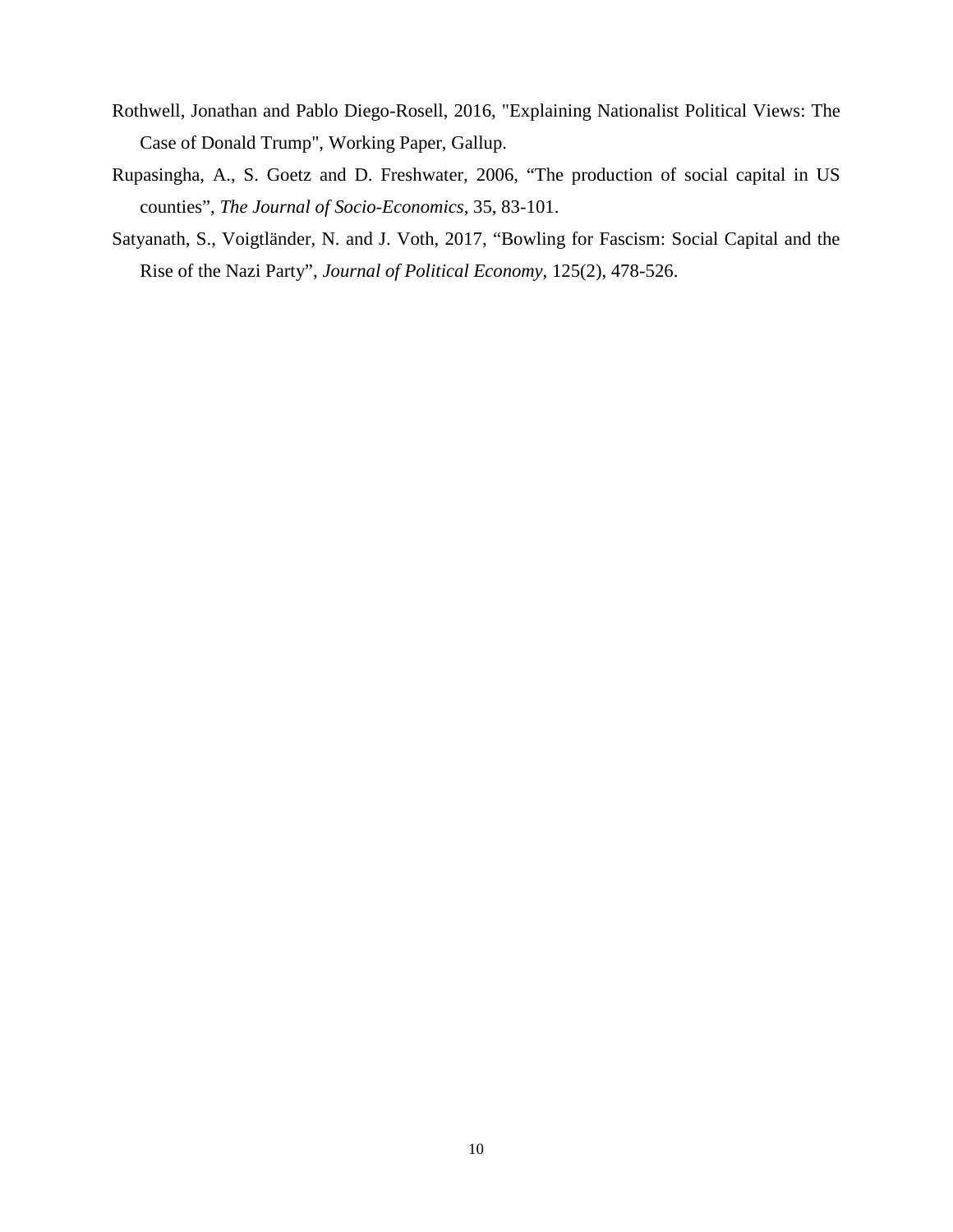Rothwell, Jonathan and Pablo Diego-Rosell, 2016, "Explaining Nationalist Political Views: The Case of Donald Trump", Working Paper, Gallup.

Rupasingha, A., S. Goetz and D. Freshwater, 2006, “The production of social capital in US counties”, *The Journal of Socio-Economics*, 35, 83-101.

Satyanath, S., Voigtländer, N. and J. Voth, 2017, “Bowling for Fascism: Social Capital and the Rise of the Nazi Party”, *Journal of Political Economy*, 125(2), 478-526.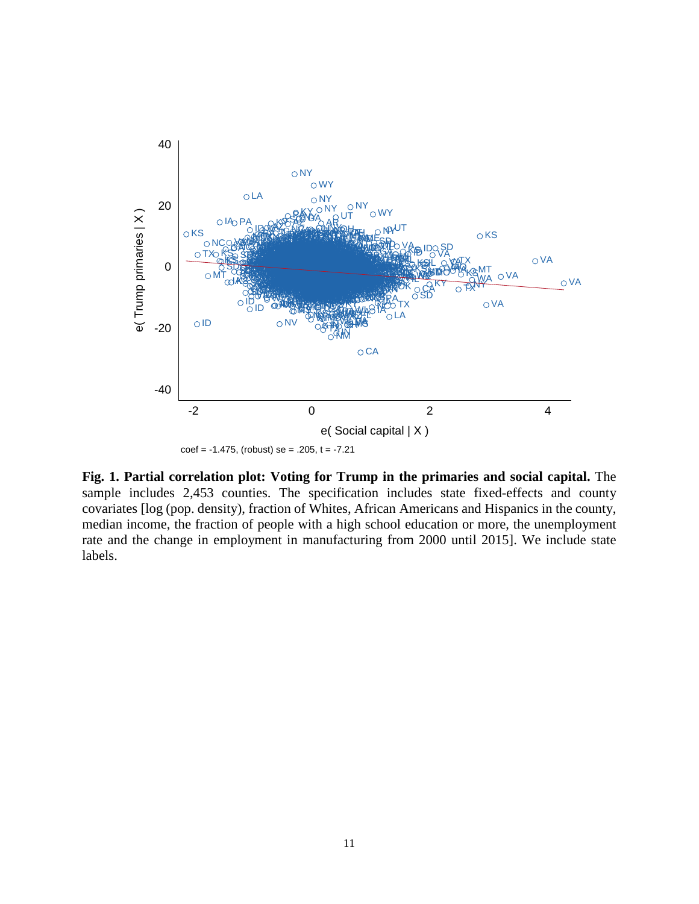coef = -1.475, (robust) se = .205, t = -7.21

**Fig. 1. Partial correlation plot: Voting for Trump in the primaries and social capital.** The sample includes 2,453 counties. The specification includes state fixed-effects and county covariates [log (pop. density), fraction of Whites, African Americans and Hispanics in the county, median income, the fraction of people with a high school education or more, the unemployment rate and the change in employment in manufacturing from 2000 until 2015]. We include state labels.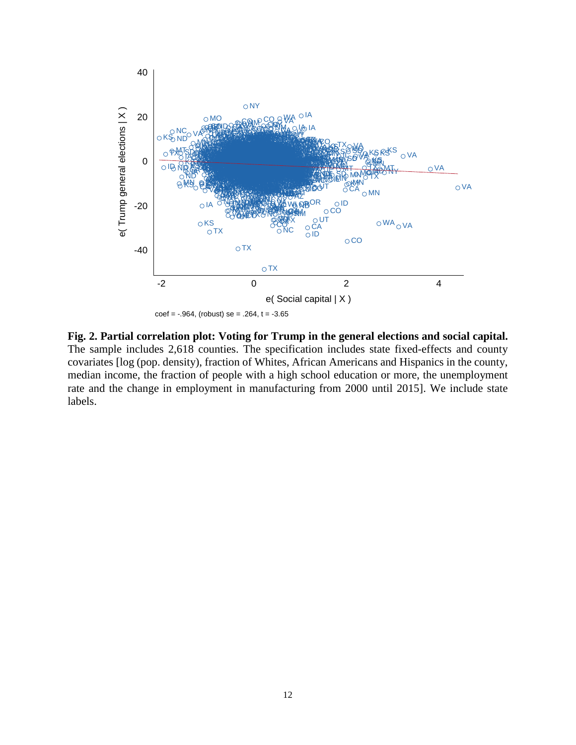coef = -.964, (robust) se = .264, t = -3.65

**Fig. 2. Partial correlation plot: Voting for Trump in the general elections and social capital.** The sample includes 2,618 counties. The specification includes state fixed-effects and county covariates [log (pop. density), fraction of Whites, African Americans and Hispanics in the county, median income, the fraction of people with a high school education or more, the unemployment rate and the change in employment in manufacturing from 2000 until 2015]. We include state labels.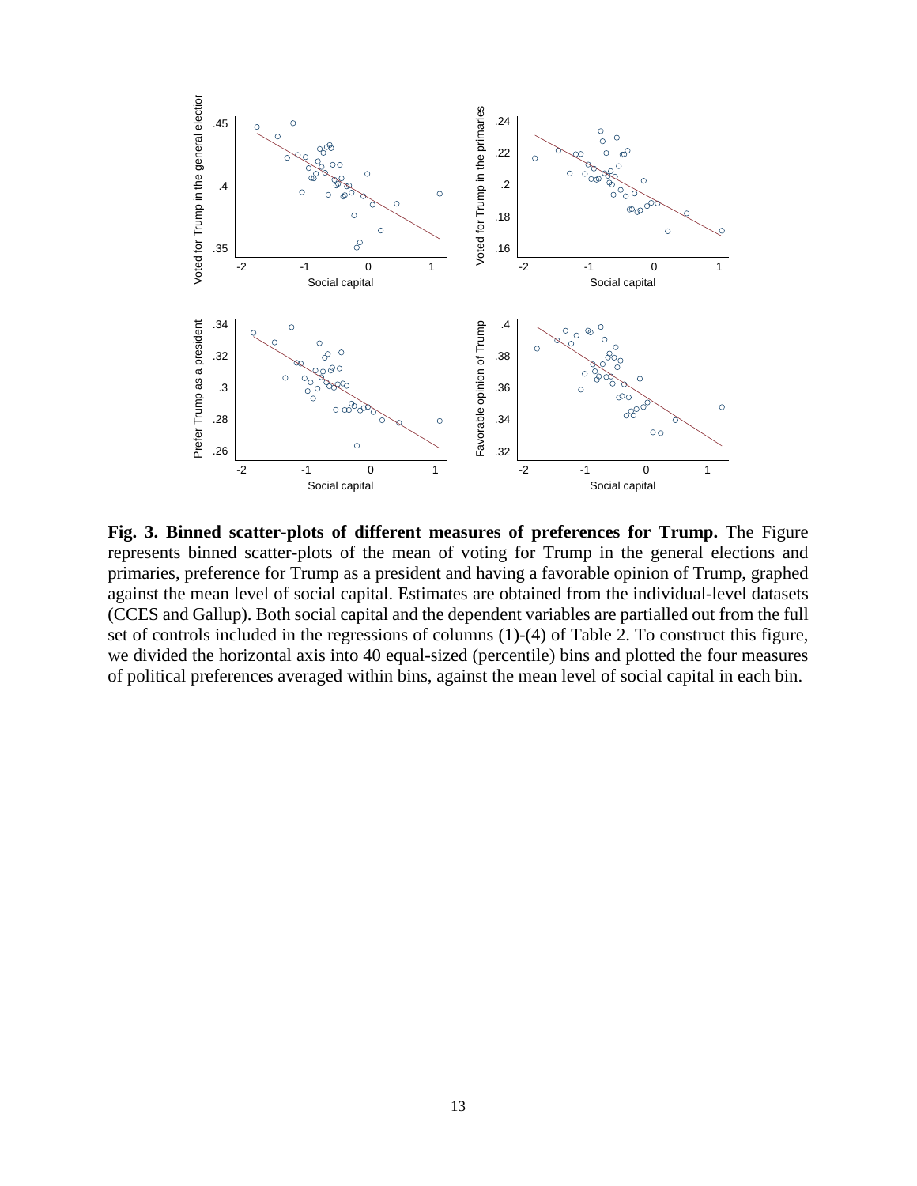**Fig. 3. Binned scatter-plots of different measures of preferences for Trump.** The Figure represents binned scatter-plots of the mean of voting for Trump in the general elections and primaries, preference for Trump as a president and having a favorable opinion of Trump, graphed against the mean level of social capital. Estimates are obtained from the individual-level datasets (CCES and Gallup). Both social capital and the dependent variables are partialled out from the full set of controls included in the regressions of columns (1)-(4) of Table 2. To construct this figure, we divided the horizontal axis into 40 equal-sized (percentile) bins and plotted the four measures of political preferences averaged within bins, against the mean level of social capital in each bin.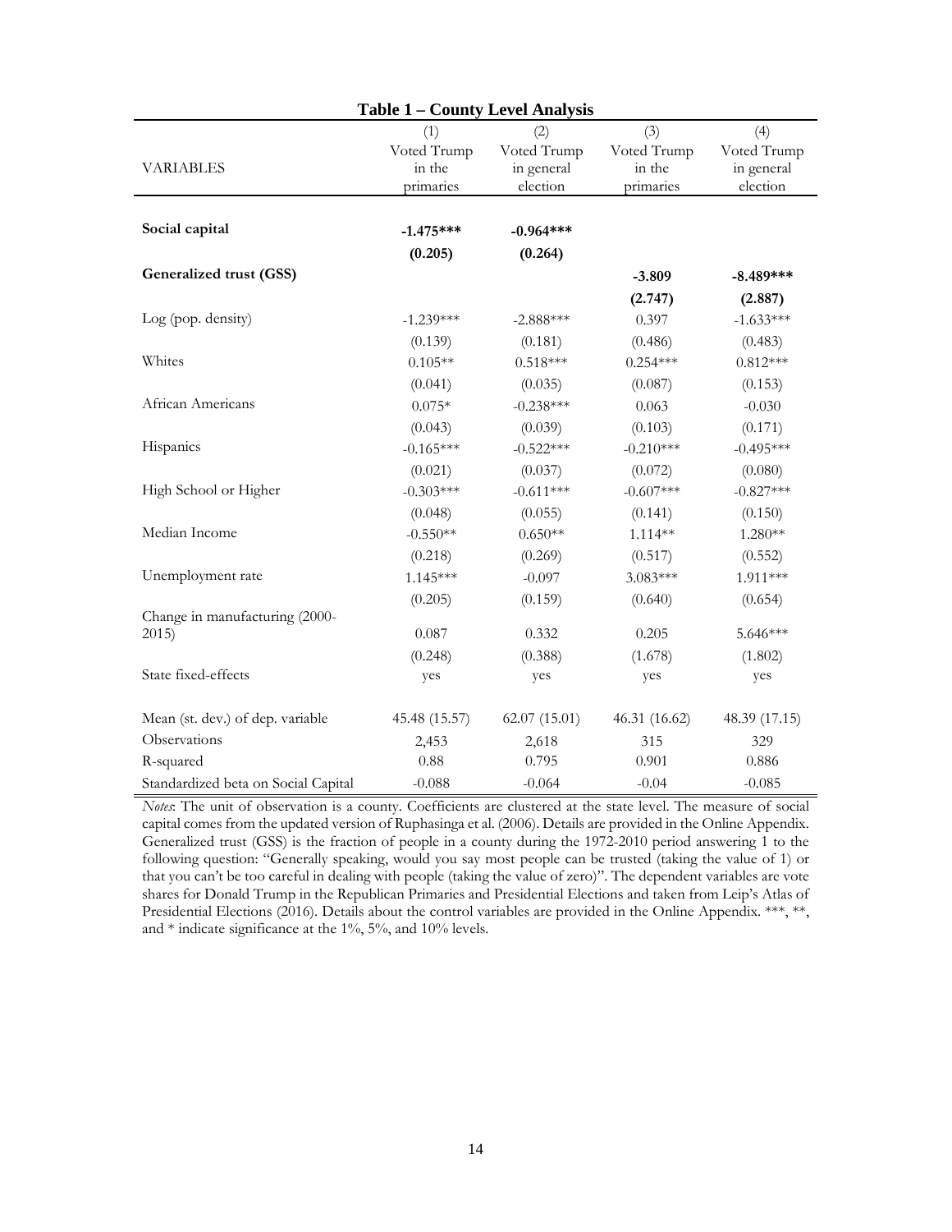**Table 1 – County Level Analysis**

| VARIABLES | (1) Voted Trump in the primaries | (2) Voted Trump in general election | (3) Voted Trump in the primaries | (4) Voted Trump in general election |
|---|---|---|---|---|
| **Social capital** | **-1.475*** ** | **-0.964*** ** | | |
| | **(0.205)** | **(0.264)** | | |
| **Generalized trust (GSS)** | | | **-3.809** | **-8.489*** ** |
| | | | **(2.747)** | **(2.887)** |
| Log (pop. density) | -1.239*** | -2.888*** | 0.397 | -1.633*** |
| | (0.139) | (0.181) | (0.486) | (0.483) |
| Whites | 0.105** | 0.518*** | 0.254*** | 0.812*** |
| | (0.041) | (0.035) | (0.087) | (0.153) |
| African Americans | 0.075* | -0.238*** | 0.063 | -0.030 |
| | (0.043) | (0.039) | (0.103) | (0.171) |
| Hispanics | -0.165*** | -0.522*** | -0.210*** | -0.495*** |
| | (0.021) | (0.037) | (0.072) | (0.080) |
| High School or Higher | -0.303*** | -0.611*** | -0.607*** | -0.827*** |
| | (0.048) | (0.055) | (0.141) | (0.150) |
| Median Income | -0.550** | 0.650** | 1.114** | 1.280** |
| | (0.218) | (0.269) | (0.517) | (0.552) |
| Unemployment rate | 1.145*** | -0.097 | 3.083*** | 1.911*** |
| | (0.205) | (0.159) | (0.640) | (0.654) |
| Change in manufacturing (2000-2015) | 0.087 | 0.332 | 0.205 | 5.646*** |
| | (0.248) | (0.388) | (1.678) | (1.802) |
| State fixed-effects | yes | yes | yes | yes |
| Mean (st. dev.) of dep. variable | 45.48 (15.57) | 62.07 (15.01) | 46.31 (16.62) | 48.39 (17.15) |
| Observations | 2,453 | 2,618 | 315 | 329 |
| R-squared | 0.88 | 0.795 | 0.901 | 0.886 |
| Standardized beta on Social Capital | -0.088 | -0.064 | -0.04 | -0.085 |

*Notes*: The unit of observation is a county. Coefficients are clustered at the state level. The measure of social capital comes from the updated version of Ruphasinga et al. (2006). Details are provided in the Online Appendix. Generalized trust (GSS) is the fraction of people in a county during the 1972-2010 period answering 1 to the following question: "Generally speaking, would you say most people can be trusted (taking the value of 1) or that you can't be too careful in dealing with people (taking the value of zero)". The dependent variables are vote shares for Donald Trump in the Republican Primaries and Presidential Elections and taken from Leip's Atlas of Presidential Elections (2016). Details about the control variables are provided in the Online Appendix. ***, **, and * indicate significance at the 1%, 5%, and 10% levels.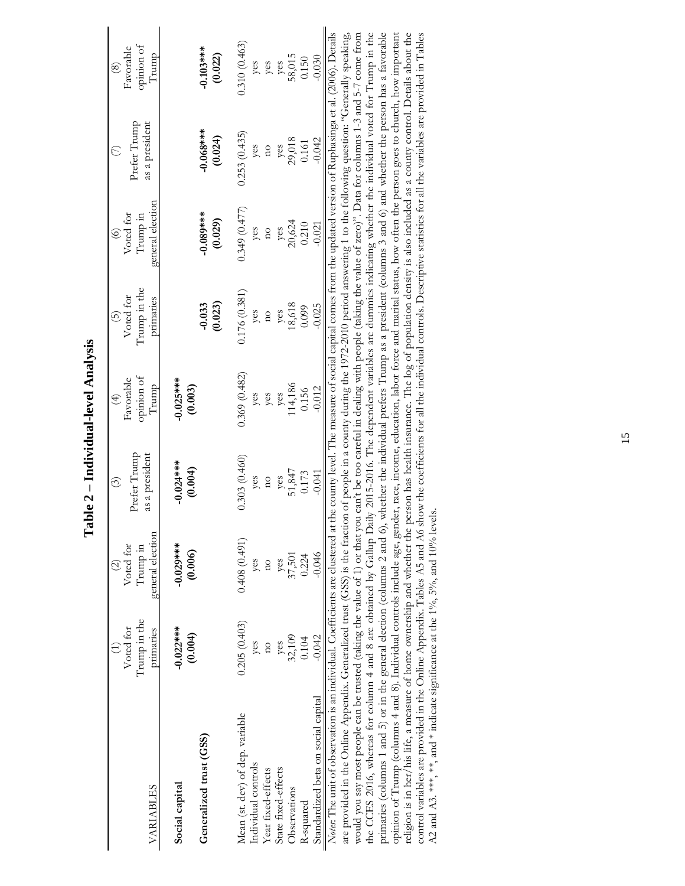# Table 2 – Individual-level Analysis

| VARIABLES | (1) Voted for Trump in the primaries | (2) Voted for Trump in general election | (3) Prefer Trump as a president | (4) Favorable opinion of Trump | (5) Voted for Trump in the primaries | (6) Voted for Trump in general election | (7) Prefer Trump as a president | (8) Favorable opinion of Trump |
|---|---|---|---|---|---|---|---|---|
| **Social capital** | **-0.022*****<br>**(0.004)** | **-0.029*****<br>**(0.006)** | **-0.024*****<br>**(0.004)** | **-0.025*****<br>**(0.003)** | | | | |
| **Generalized trust (GSS)** | | | | | **-0.033**<br>**(0.023)** | **-0.089*****<br>**(0.029)** | **-0.068*****<br>**(0.024)** | **-0.103*****<br>**(0.022)** |
| Mean (st. dev) of dep. variable | 0.205 (0.403) | 0.408 (0.491) | 0.303 (0.460) | 0.369 (0.482) | 0.176 (0.381) | 0.349 (0.477) | 0.253 (0.435) | 0.310 (0.463) |
| Individual controls | yes | yes | yes | yes | yes | yes | yes | yes |
| Year fixed-effects | no | no | no | yes | no | no | no | yes |
| State fixed-effects | yes | yes | yes | yes | yes | yes | yes | yes |
| Observations | 32,109 | 37,501 | 51,847 | 114,186 | 18,618 | 20,624 | 29,018 | 58,015 |
| R-squared | 0.104 | 0.224 | 0.173 | 0.156 | 0.099 | 0.210 | 0.161 | 0.150 |
| Standardized beta on social capital | -0.042 | -0.046 | -0.041 | -0.012 | -0.025 | -0.021 | -0.042 | -0.030 |

*Notes*: The unit of observation is an individual. Coefficients are clustered at the county level. The measure of social capital comes from the updated version of Rupasingha et al. (2006). Details are provided in the Online Appendix. Generalized trust (GSS) is the fraction of people in a county during the 1972-2010 period answering 1 to the following question: "Generally speaking, would you say most people can be trusted (taking the value of 1) or that you can't be too careful in dealing with people (taking the value of zero)". Data for columns 1-3 and 5-7 come from the CCES 2016, whereas for column 4 and 8 are obtained by Gallup Daily 2015-2016. The dependent variables are dummies indicating whether the individual voted for Trump in the primaries (columns 1 and 5) or in the general election (columns 2 and 6), whether the individual prefers Trump as a president (columns 3 and 6) and whether the person has a favorable opinion of Trump (columns 4 and 8). Individual controls include age, gender, race, income, education, labor force and marital status, how often the person goes to church, how important religion is in her/his life, a measure of home ownership and whether the person has health insurance. The log of population density is also included as a county control. Details about the control variables are provided in the Online Appendix. Tables A5 and A6 show the coefficients for all the individual controls. Descriptive statistics for all the variables are provided in Tables A2 and A3. ***, **, and * indicate significance at the 1%, 5%, and 10% levels.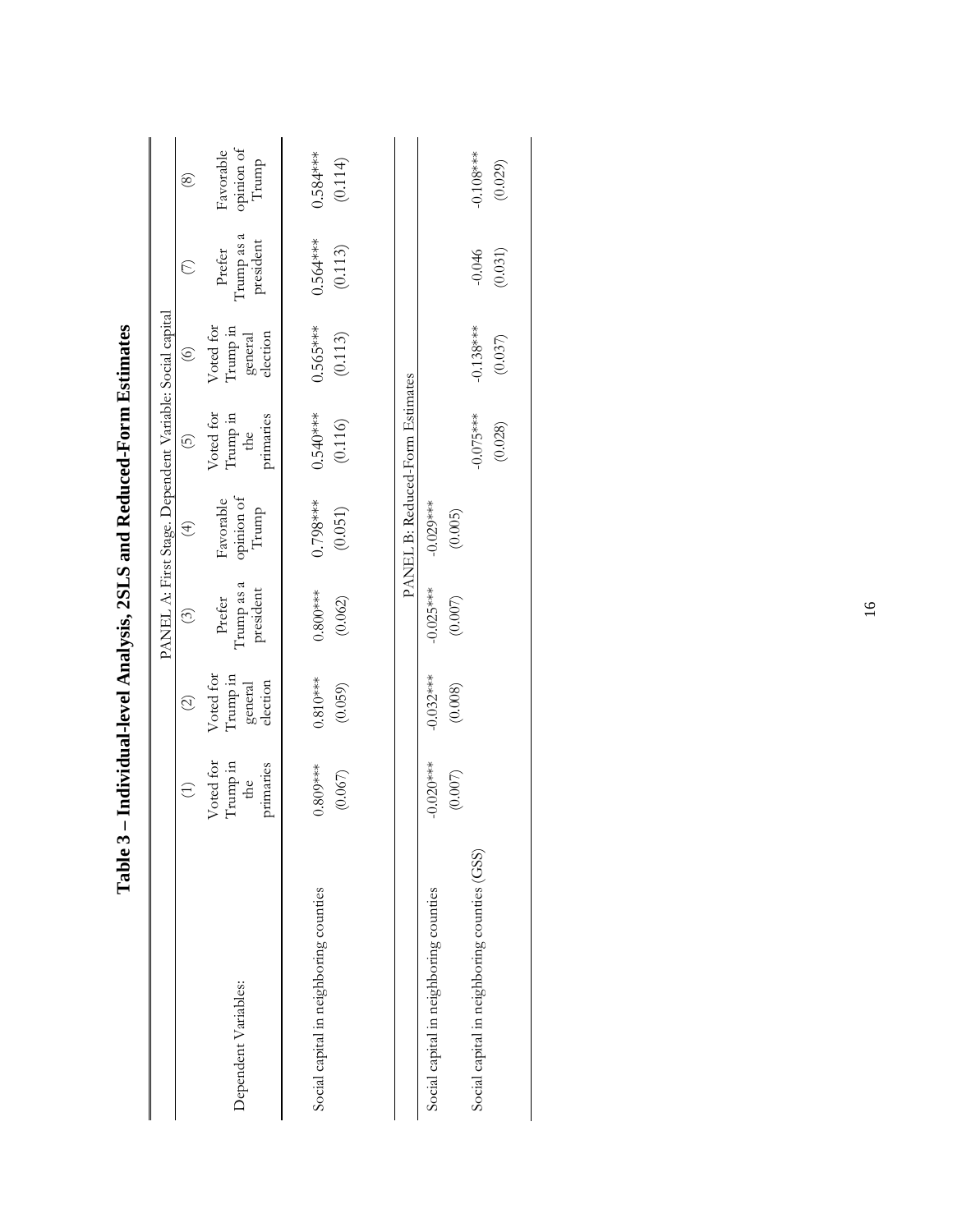# Table 3 – Individual-level Analysis, 2SLS and Reduced-Form Estimates

| | (1) | (2) | (3) | (4) | (5) | (6) | (7) | (8) |
|---|---|---|---|---|---|---|---|---|
| | PANEL A: First Stage. Dependent Variable: Social capital | | | | | | | |
| Dependent Variables: | Voted for Trump in the primaries | Voted for Trump in general election | Prefer Trump as a president | Favorable opinion of Trump | Voted for Trump in the primaries | Voted for Trump in general election | Prefer Trump as a president | Favorable opinion of Trump |
| Social capital in neighboring counties | 0.809*** | 0.810*** | 0.800*** | 0.798*** | 0.540*** | 0.565*** | 0.564*** | 0.584*** |
| | (0.067) | (0.059) | (0.062) | (0.051) | (0.116) | (0.113) | (0.113) | (0.114) |
| | PANEL B: Reduced-Form Estimates | | | | | | | |
| Social capital in neighboring counties | -0.020*** | -0.032*** | -0.025*** | -0.029*** | | | | |
| | (0.007) | (0.008) | (0.007) | (0.005) | | | | |
| Social capital in neighboring counties (GSS) | | | | | -0.075*** | -0.138*** | -0.046 | -0.108*** |
| | | | | | (0.028) | (0.037) | (0.031) | (0.029) |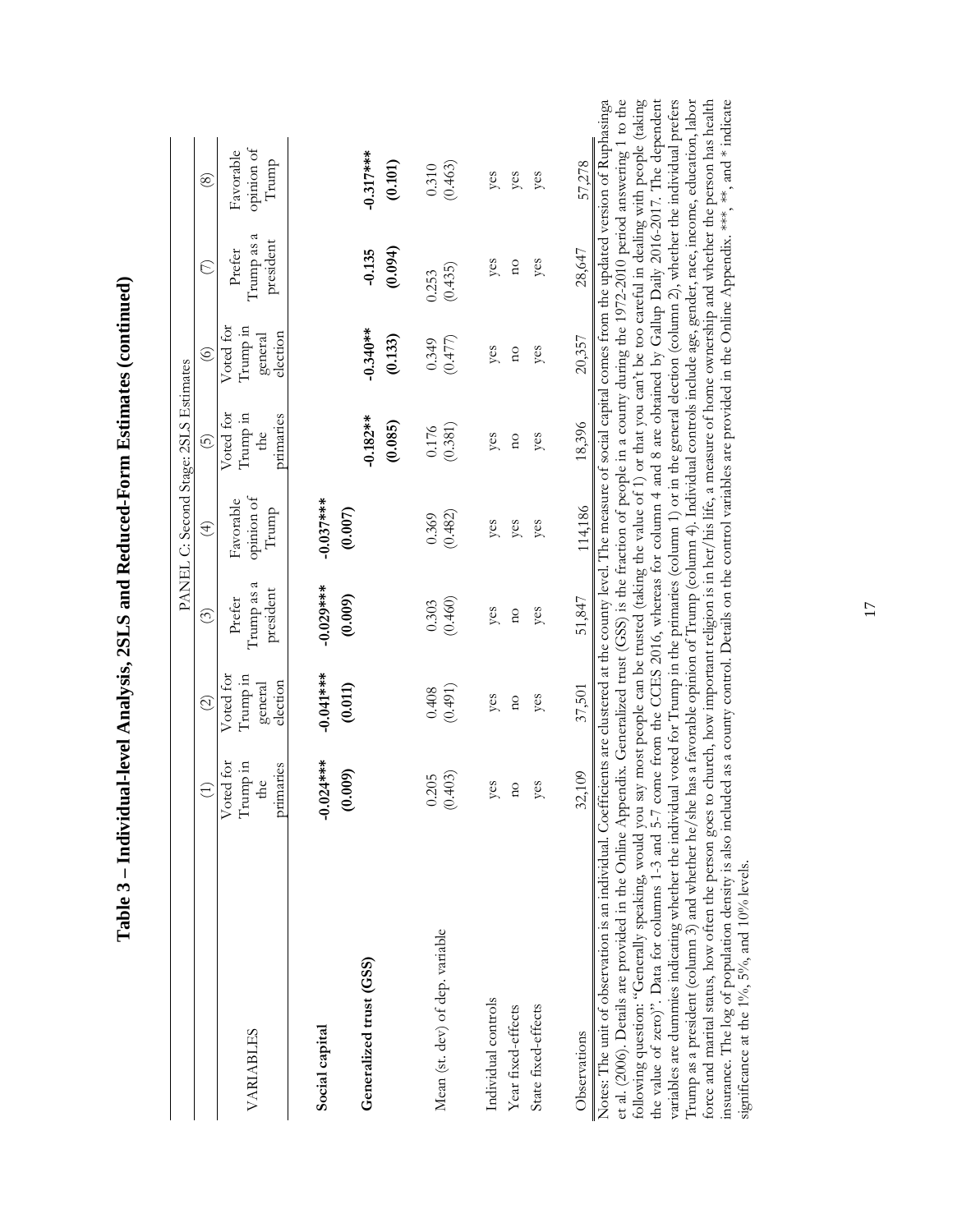# Table 3 – Individual-level Analysis, 2SLS and Reduced-Form Estimates (continued)

| | PANEL C: Second Stage: 2SLS Estimates | | | | | | | |
|---|---|---|---|---|---|---|---|---|
| | (1) | (2) | (3) | (4) | (5) | (6) | (7) | (8) |
| VARIABLES | Voted for Trump in the primaries | Voted for Trump in general election | Prefer Trump as a president | Favorable opinion of Trump | Voted for Trump in the primaries | Voted for Trump in general election | Prefer Trump as a president | Favorable opinion of Trump |
| **Social capital** | **-0.024\*\*\*** | **-0.041\*\*\*** | **-0.029\*\*\*** | **-0.037\*\*\*** | | | | |
| | **(0.009)** | **(0.011)** | **(0.009)** | **(0.007)** | | | | |
| **Generalized trust (GSS)** | | | | | **-0.182\*\*** | **-0.340\*\*** | **-0.135** | **-0.317\*\*\*** |
| | | | | | **(0.085)** | **(0.133)** | **(0.094)** | **(0.101)** |
| Mean (st. dev) of dep. variable | 0.205 | 0.408 | 0.303 | 0.369 | 0.176 | 0.349 | 0.253 | 0.310 |
| | (0.403) | (0.491) | (0.460) | (0.482) | (0.381) | (0.477) | (0.435) | (0.463) |
| Individual controls | yes | yes | yes | yes | yes | yes | yes | yes |
| Year fixed-effects | no | no | no | yes | no | no | no | yes |
| State fixed-effects | yes | yes | yes | yes | yes | yes | yes | yes |
| Observations | 32,109 | 37,501 | 51,847 | 114,186 | 18,396 | 20,357 | 28,647 | 57,278 |

Notes: The unit of observation is an individual. Coefficients are clustered at the county level. The measure of social capital comes from the updated version of Rupasingha et al. (2006). Details are provided in the Online Appendix. Generalized trust (GSS) is the fraction of people in a county during the 1972-2010 period answering 1 to the following question: "Generally speaking, would you say most people can be trusted (taking the value of 1) or that you can't be too careful in dealing with people (taking the value of zero)". Data for columns 1-3 and 5-7 come from the CCES 2016, whereas for column 4 and 8 are obtained by Gallup Daily 2016-2017. The dependent variables are dummies indicating whether the individual voted for Trump in the primaries (column 1) or in the general election (column 2), whether the individual prefers Trump as a president (column 3) and whether he/she has a favorable opinion of Trump (column 4). Individual controls include age, gender, race, income, education, labor force and marital status, how often the person goes to church, how important religion is in her/his life, a measure of home ownership and whether the person has health insurance. The log of population density is also included as a county control. Details on the control variables are provided in the Online Appendix. \*\*\*, \*\*, and \* indicate significance at the 1%, 5%, and 10% levels.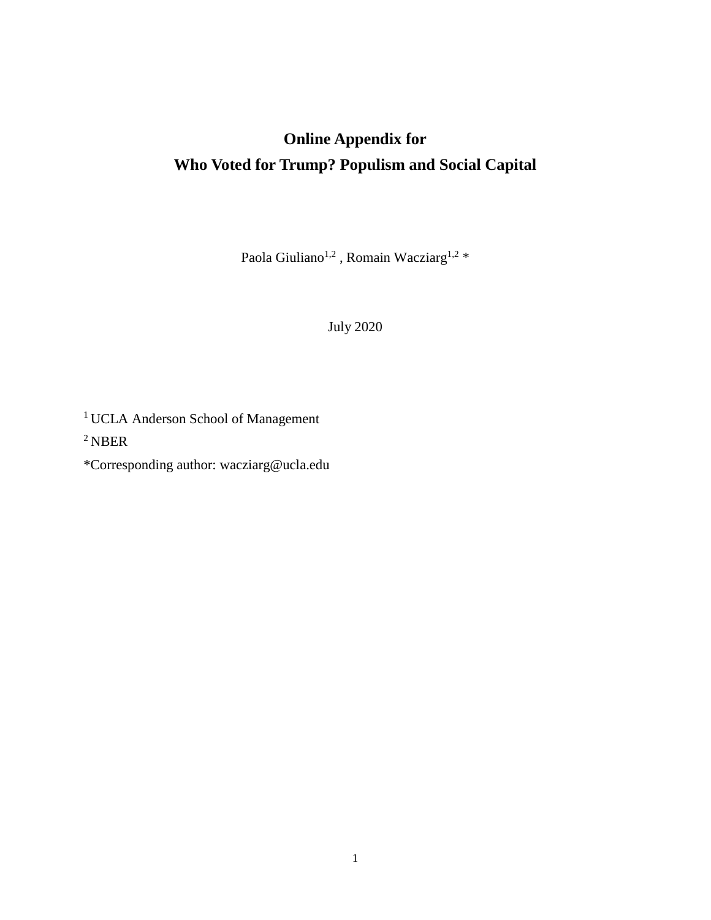**Online Appendix for**

**Who Voted for Trump? Populism and Social Capital**

Paola Giuliano[1,2] , Romain Wacziarg[1,2] *

July 2020

[1] UCLA Anderson School of Management

[2] NBER

*Corresponding author: wacziarg@ucla.edu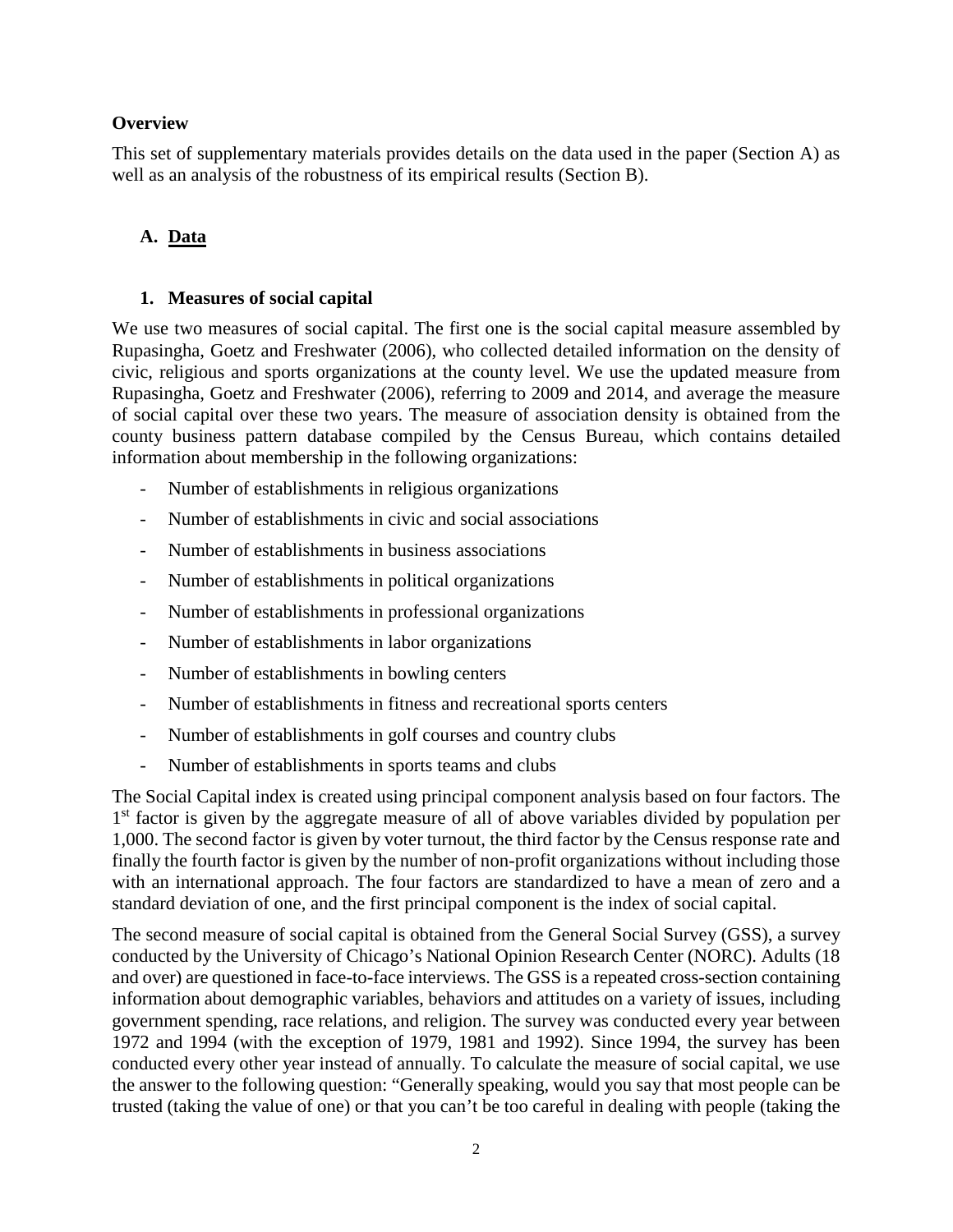## Overview

This set of supplementary materials provides details on the data used in the paper (Section A) as well as an analysis of the robustness of its empirical results (Section B).

## A. Data

### 1. Measures of social capital

We use two measures of social capital. The first one is the social capital measure assembled by Rupasingha, Goetz and Freshwater (2006), who collected detailed information on the density of civic, religious and sports organizations at the county level. We use the updated measure from Rupasingha, Goetz and Freshwater (2006), referring to 2009 and 2014, and average the measure of social capital over these two years. The measure of association density is obtained from the county business pattern database compiled by the Census Bureau, which contains detailed information about membership in the following organizations:

- Number of establishments in religious organizations
- Number of establishments in civic and social associations
- Number of establishments in business associations
- Number of establishments in political organizations
- Number of establishments in professional organizations
- Number of establishments in labor organizations
- Number of establishments in bowling centers
- Number of establishments in fitness and recreational sports centers
- Number of establishments in golf courses and country clubs
- Number of establishments in sports teams and clubs

The Social Capital index is created using principal component analysis based on four factors. The 1st factor is given by the aggregate measure of all of above variables divided by population per 1,000. The second factor is given by voter turnout, the third factor by the Census response rate and finally the fourth factor is given by the number of non-profit organizations without including those with an international approach. The four factors are standardized to have a mean of zero and a standard deviation of one, and the first principal component is the index of social capital.

The second measure of social capital is obtained from the General Social Survey (GSS), a survey conducted by the University of Chicago's National Opinion Research Center (NORC). Adults (18 and over) are questioned in face-to-face interviews. The GSS is a repeated cross-section containing information about demographic variables, behaviors and attitudes on a variety of issues, including government spending, race relations, and religion. The survey was conducted every year between 1972 and 1994 (with the exception of 1979, 1981 and 1992). Since 1994, the survey has been conducted every other year instead of annually. To calculate the measure of social capital, we use the answer to the following question: "Generally speaking, would you say that most people can be trusted (taking the value of one) or that you can't be too careful in dealing with people (taking the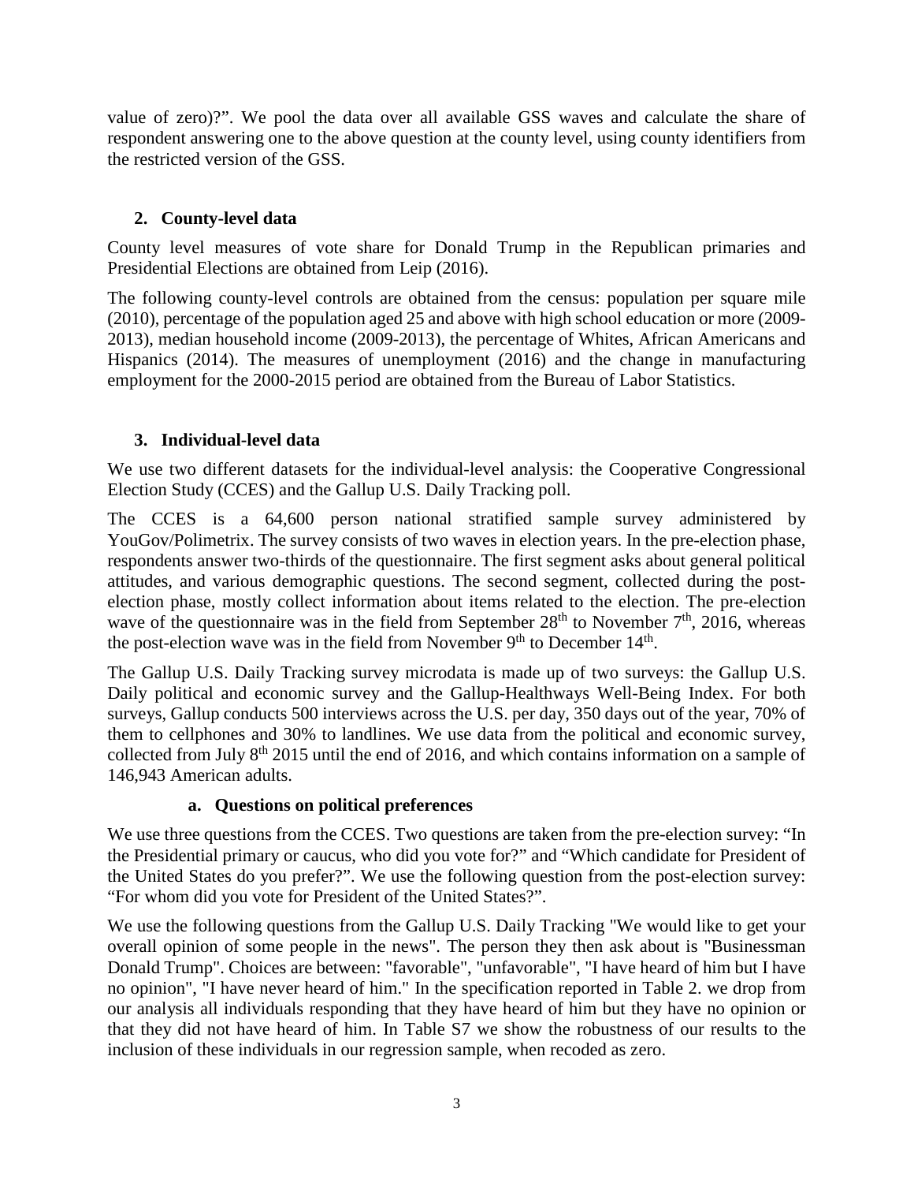value of zero)?". We pool the data over all available GSS waves and calculate the share of respondent answering one to the above question at the county level, using county identifiers from the restricted version of the GSS.

## 2. County-level data

County level measures of vote share for Donald Trump in the Republican primaries and Presidential Elections are obtained from Leip (2016).

The following county-level controls are obtained from the census: population per square mile (2010), percentage of the population aged 25 and above with high school education or more (2009-2013), median household income (2009-2013), the percentage of Whites, African Americans and Hispanics (2014). The measures of unemployment (2016) and the change in manufacturing employment for the 2000-2015 period are obtained from the Bureau of Labor Statistics.

## 3. Individual-level data

We use two different datasets for the individual-level analysis: the Cooperative Congressional Election Study (CCES) and the Gallup U.S. Daily Tracking poll.

The CCES is a 64,600 person national stratified sample survey administered by YouGov/Polimetrix. The survey consists of two waves in election years. In the pre-election phase, respondents answer two-thirds of the questionnaire. The first segment asks about general political attitudes, and various demographic questions. The second segment, collected during the post-election phase, mostly collect information about items related to the election. The pre-election wave of the questionnaire was in the field from September 28th to November 7th, 2016, whereas the post-election wave was in the field from November 9th to December 14th.

The Gallup U.S. Daily Tracking survey microdata is made up of two surveys: the Gallup U.S. Daily political and economic survey and the Gallup-Healthways Well-Being Index. For both surveys, Gallup conducts 500 interviews across the U.S. per day, 350 days out of the year, 70% of them to cellphones and 30% to landlines. We use data from the political and economic survey, collected from July 8th 2015 until the end of 2016, and which contains information on a sample of 146,943 American adults.

### a. Questions on political preferences

We use three questions from the CCES. Two questions are taken from the pre-election survey: "In the Presidential primary or caucus, who did you vote for?" and "Which candidate for President of the United States do you prefer?". We use the following question from the post-election survey: "For whom did you vote for President of the United States?".

We use the following questions from the Gallup U.S. Daily Tracking "We would like to get your overall opinion of some people in the news". The person they then ask about is "Businessman Donald Trump". Choices are between: "favorable", "unfavorable", "I have heard of him but I have no opinion", "I have never heard of him." In the specification reported in Table 2. we drop from our analysis all individuals responding that they have heard of him but they have no opinion or that they did not have heard of him. In Table S7 we show the robustness of our results to the inclusion of these individuals in our regression sample, when recoded as zero.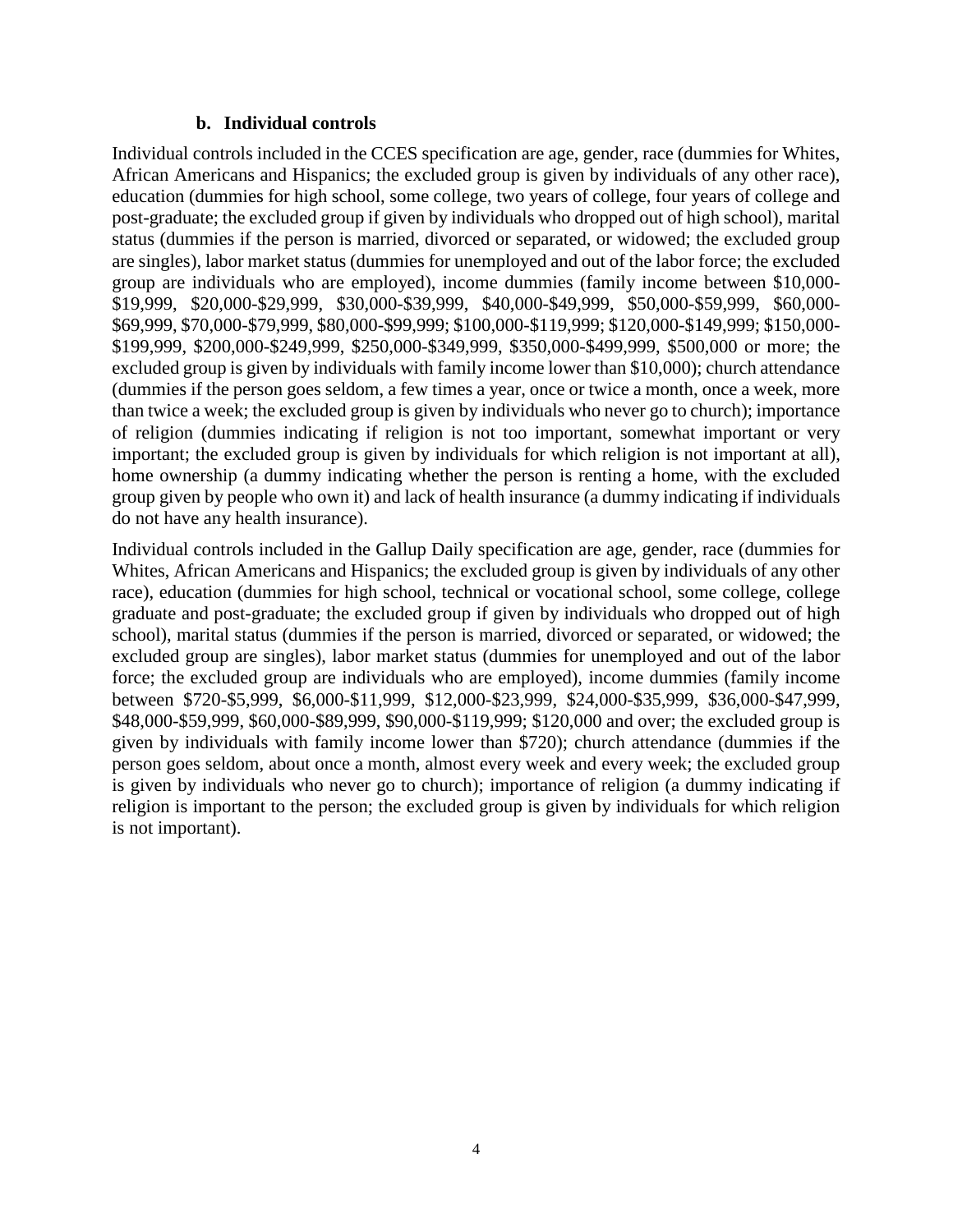### b. Individual controls

Individual controls included in the CCES specification are age, gender, race (dummies for Whites, African Americans and Hispanics; the excluded group is given by individuals of any other race), education (dummies for high school, some college, two years of college, four years of college and post-graduate; the excluded group if given by individuals who dropped out of high school), marital status (dummies if the person is married, divorced or separated, or widowed; the excluded group are singles), labor market status (dummies for unemployed and out of the labor force; the excluded group are individuals who are employed), income dummies (family income between $10,000-$19,999, $20,000-$29,999, $30,000-$39,999, $40,000-$49,999, $50,000-$59,999, $60,000-$69,999, $70,000-$79,999, $80,000-$99,999; $100,000-$119,999; $120,000-$149,999; $150,000-$199,999, $200,000-$249,999, $250,000-$349,999, $350,000-$499,999, $500,000 or more; the excluded group is given by individuals with family income lower than $10,000); church attendance (dummies if the person goes seldom, a few times a year, once or twice a month, once a week, more than twice a week; the excluded group is given by individuals who never go to church); importance of religion (dummies indicating if religion is not too important, somewhat important or very important; the excluded group is given by individuals for which religion is not important at all), home ownership (a dummy indicating whether the person is renting a home, with the excluded group given by people who own it) and lack of health insurance (a dummy indicating if individuals do not have any health insurance).

Individual controls included in the Gallup Daily specification are age, gender, race (dummies for Whites, African Americans and Hispanics; the excluded group is given by individuals of any other race), education (dummies for high school, technical or vocational school, some college, college graduate and post-graduate; the excluded group if given by individuals who dropped out of high school), marital status (dummies if the person is married, divorced or separated, or widowed; the excluded group are singles), labor market status (dummies for unemployed and out of the labor force; the excluded group are individuals who are employed), income dummies (family income between $720-$5,999, $6,000-$11,999, $12,000-$23,999, $24,000-$35,999, $36,000-$47,999, $48,000-$59,999, $60,000-$89,999, $90,000-$119,999; $120,000 and over; the excluded group is given by individuals with family income lower than $720); church attendance (dummies if the person goes seldom, about once a month, almost every week and every week; the excluded group is given by individuals who never go to church); importance of religion (a dummy indicating if religion is important to the person; the excluded group is given by individuals for which religion is not important).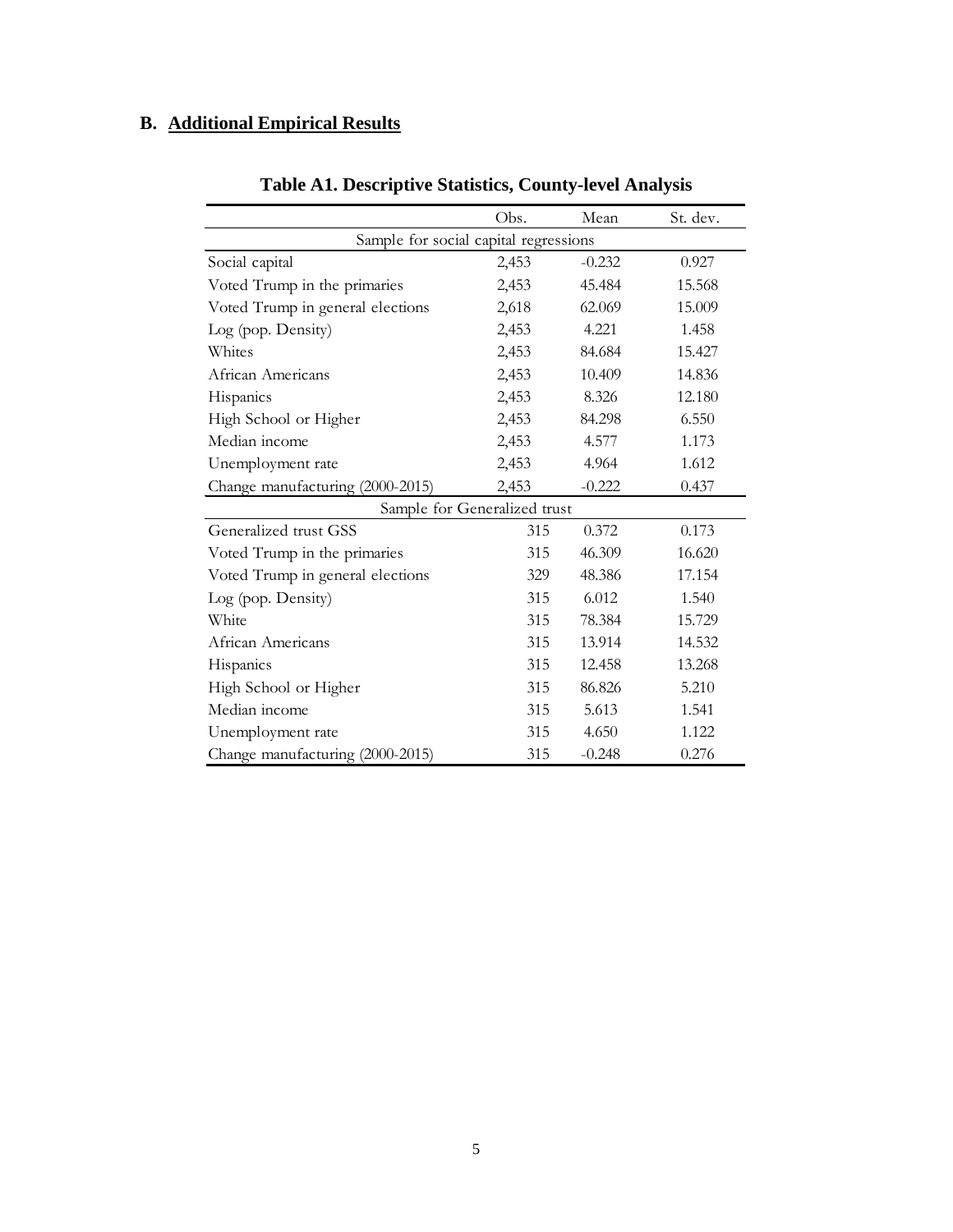## B. Additional Empirical Results

**Table A1. Descriptive Statistics, County-level Analysis**

| | Obs. | Mean | St. dev. |
|---|---|---|---|
| Sample for social capital regressions | | | |
| Social capital | 2,453 | -0.232 | 0.927 |
| Voted Trump in the primaries | 2,453 | 45.484 | 15.568 |
| Voted Trump in general elections | 2,618 | 62.069 | 15.009 |
| Log (pop. Density) | 2,453 | 4.221 | 1.458 |
| Whites | 2,453 | 84.684 | 15.427 |
| African Americans | 2,453 | 10.409 | 14.836 |
| Hispanics | 2,453 | 8.326 | 12.180 |
| High School or Higher | 2,453 | 84.298 | 6.550 |
| Median income | 2,453 | 4.577 | 1.173 |
| Unemployment rate | 2,453 | 4.964 | 1.612 |
| Change manufacturing (2000-2015) | 2,453 | -0.222 | 0.437 |
| Sample for Generalized trust | | | |
| Generalized trust GSS | 315 | 0.372 | 0.173 |
| Voted Trump in the primaries | 315 | 46.309 | 16.620 |
| Voted Trump in general elections | 329 | 48.386 | 17.154 |
| Log (pop. Density) | 315 | 6.012 | 1.540 |
| White | 315 | 78.384 | 15.729 |
| African Americans | 315 | 13.914 | 14.532 |
| Hispanics | 315 | 12.458 | 13.268 |
| High School or Higher | 315 | 86.826 | 5.210 |
| Median income | 315 | 5.613 | 1.541 |
| Unemployment rate | 315 | 4.650 | 1.122 |
| Change manufacturing (2000-2015) | 315 | -0.248 | 0.276 |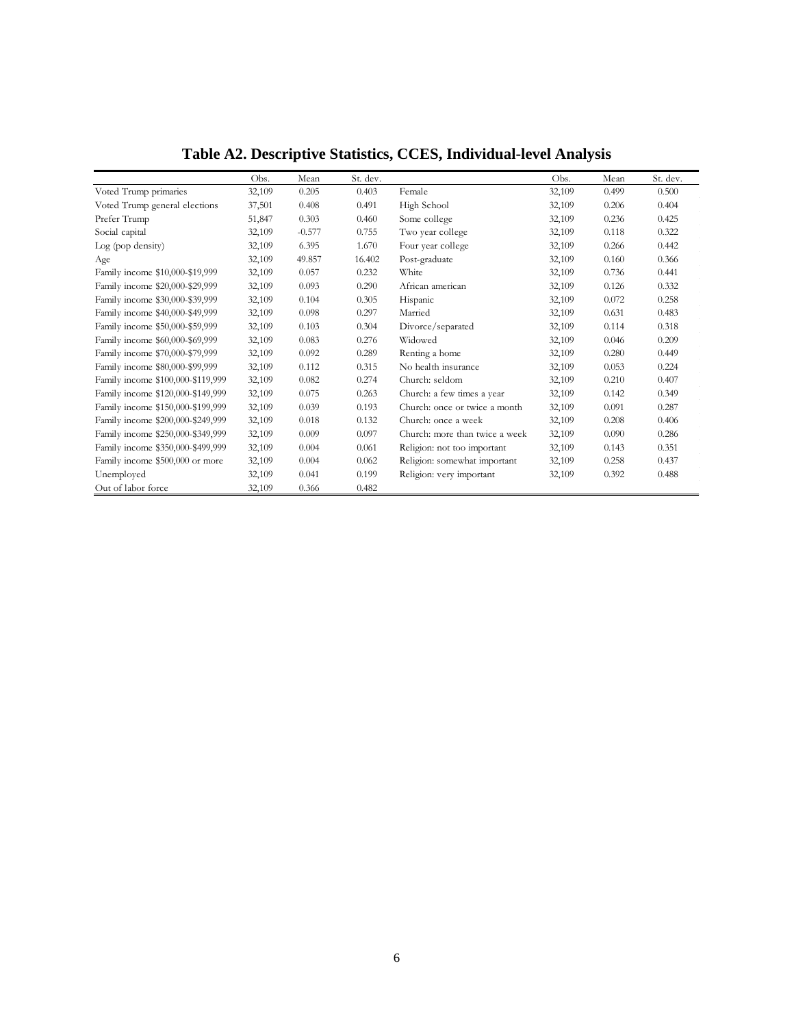# Table A2. Descriptive Statistics, CCES, Individual-level Analysis

| | Obs. | Mean | St. dev. | | Obs. | Mean | St. dev. |
|---|---|---|---|---|---|---|---|
| Voted Trump primaries | 32,109 | 0.205 | 0.403 | Female | 32,109 | 0.499 | 0.500 |
| Voted Trump general elections | 37,501 | 0.408 | 0.491 | High School | 32,109 | 0.206 | 0.404 |
| Prefer Trump | 51,847 | 0.303 | 0.460 | Some college | 32,109 | 0.236 | 0.425 |
| Social capital | 32,109 | -0.577 | 0.755 | Two year college | 32,109 | 0.118 | 0.322 |
| Log (pop density) | 32,109 | 6.395 | 1.670 | Four year college | 32,109 | 0.266 | 0.442 |
| Age | 32,109 | 49.857 | 16.402 | Post-graduate | 32,109 | 0.160 | 0.366 |
| Family income $10,000-$19,999 | 32,109 | 0.057 | 0.232 | White | 32,109 | 0.736 | 0.441 |
| Family income $20,000-$29,999 | 32,109 | 0.093 | 0.290 | African american | 32,109 | 0.126 | 0.332 |
| Family income $30,000-$39,999 | 32,109 | 0.104 | 0.305 | Hispanic | 32,109 | 0.072 | 0.258 |
| Family income $40,000-$49,999 | 32,109 | 0.098 | 0.297 | Married | 32,109 | 0.631 | 0.483 |
| Family income $50,000-$59,999 | 32,109 | 0.103 | 0.304 | Divorce/separated | 32,109 | 0.114 | 0.318 |
| Family income $60,000-$69,999 | 32,109 | 0.083 | 0.276 | Widowed | 32,109 | 0.046 | 0.209 |
| Family income $70,000-$79,999 | 32,109 | 0.092 | 0.289 | Renting a home | 32,109 | 0.280 | 0.449 |
| Family income $80,000-$99,999 | 32,109 | 0.112 | 0.315 | No health insurance | 32,109 | 0.053 | 0.224 |
| Family income $100,000-$119,999 | 32,109 | 0.082 | 0.274 | Church: seldom | 32,109 | 0.210 | 0.407 |
| Family income $120,000-$149,999 | 32,109 | 0.075 | 0.263 | Church: a few times a year | 32,109 | 0.142 | 0.349 |
| Family income $150,000-$199,999 | 32,109 | 0.039 | 0.193 | Church: once or twice a month | 32,109 | 0.091 | 0.287 |
| Family income $200,000-$249,999 | 32,109 | 0.018 | 0.132 | Church: once a week | 32,109 | 0.208 | 0.406 |
| Family income $250,000-$349,999 | 32,109 | 0.009 | 0.097 | Church: more than twice a week | 32,109 | 0.090 | 0.286 |
| Family income $350,000-$499,999 | 32,109 | 0.004 | 0.061 | Religion: not too important | 32,109 | 0.143 | 0.351 |
| Family income $500,000 or more | 32,109 | 0.004 | 0.062 | Religion: somewhat important | 32,109 | 0.258 | 0.437 |
| Unemployed | 32,109 | 0.041 | 0.199 | Religion: very important | 32,109 | 0.392 | 0.488 |
| Out of labor force | 32,109 | 0.366 | 0.482 | | | | |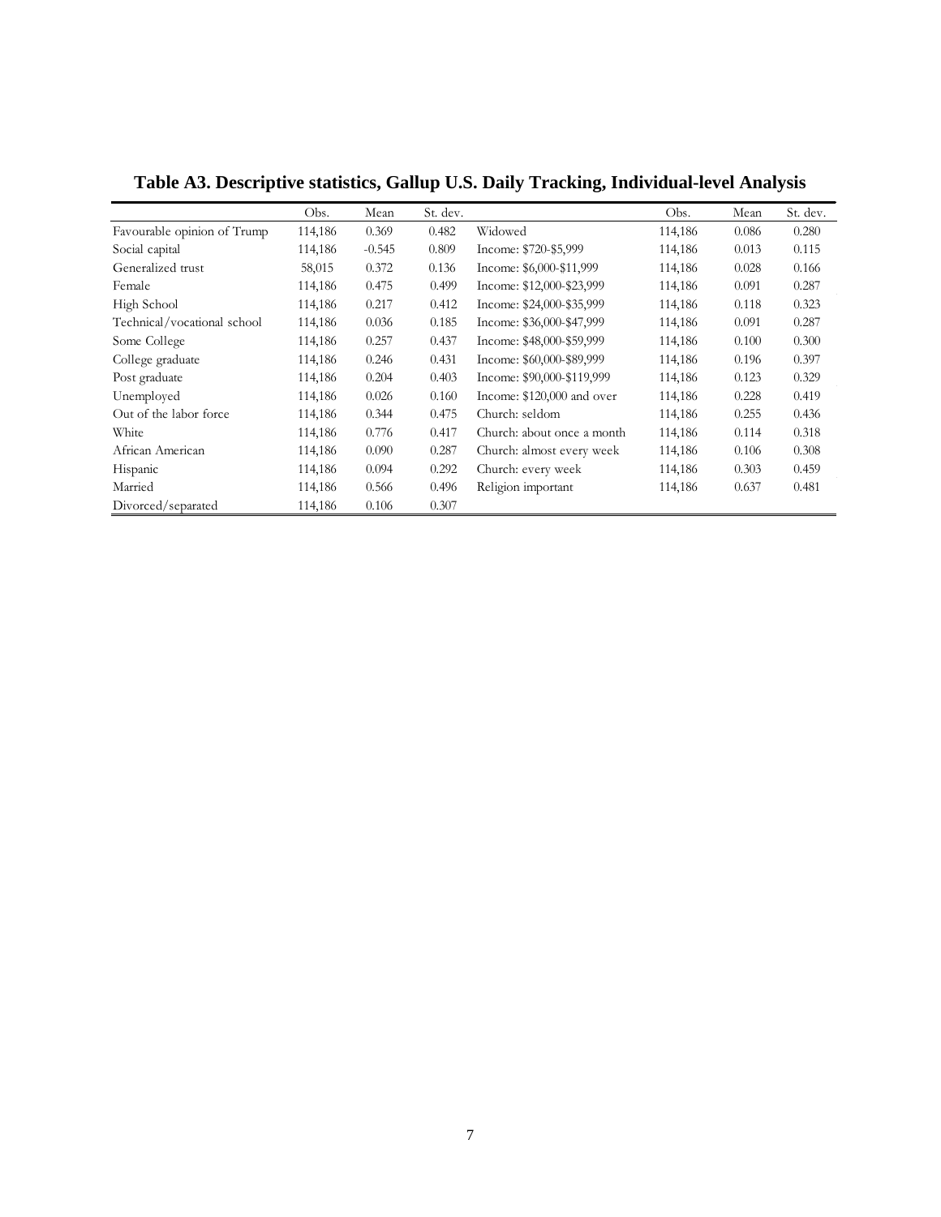**Table A3. Descriptive statistics, Gallup U.S. Daily Tracking, Individual-level Analysis**

| | Obs. | Mean | St. dev. | | Obs. | Mean | St. dev. |
|---|---|---|---|---|---|---|---|
| Favourable opinion of Trump | 114,186 | 0.369 | 0.482 | Widowed | 114,186 | 0.086 | 0.280 |
| Social capital | 114,186 | -0.545 | 0.809 | Income: $720-$5,999 | 114,186 | 0.013 | 0.115 |
| Generalized trust | 58,015 | 0.372 | 0.136 | Income: $6,000-$11,999 | 114,186 | 0.028 | 0.166 |
| Female | 114,186 | 0.475 | 0.499 | Income: $12,000-$23,999 | 114,186 | 0.091 | 0.287 |
| High School | 114,186 | 0.217 | 0.412 | Income: $24,000-$35,999 | 114,186 | 0.118 | 0.323 |
| Technical/vocational school | 114,186 | 0.036 | 0.185 | Income: $36,000-$47,999 | 114,186 | 0.091 | 0.287 |
| Some College | 114,186 | 0.257 | 0.437 | Income: $48,000-$59,999 | 114,186 | 0.100 | 0.300 |
| College graduate | 114,186 | 0.246 | 0.431 | Income: $60,000-$89,999 | 114,186 | 0.196 | 0.397 |
| Post graduate | 114,186 | 0.204 | 0.403 | Income: $90,000-$119,999 | 114,186 | 0.123 | 0.329 |
| Unemployed | 114,186 | 0.026 | 0.160 | Income: $120,000 and over | 114,186 | 0.228 | 0.419 |
| Out of the labor force | 114,186 | 0.344 | 0.475 | Church: seldom | 114,186 | 0.255 | 0.436 |
| White | 114,186 | 0.776 | 0.417 | Church: about once a month | 114,186 | 0.114 | 0.318 |
| African American | 114,186 | 0.090 | 0.287 | Church: almost every week | 114,186 | 0.106 | 0.308 |
| Hispanic | 114,186 | 0.094 | 0.292 | Church: every week | 114,186 | 0.303 | 0.459 |
| Married | 114,186 | 0.566 | 0.496 | Religion important | 114,186 | 0.637 | 0.481 |
| Divorced/separated | 114,186 | 0.106 | 0.307 | | | | |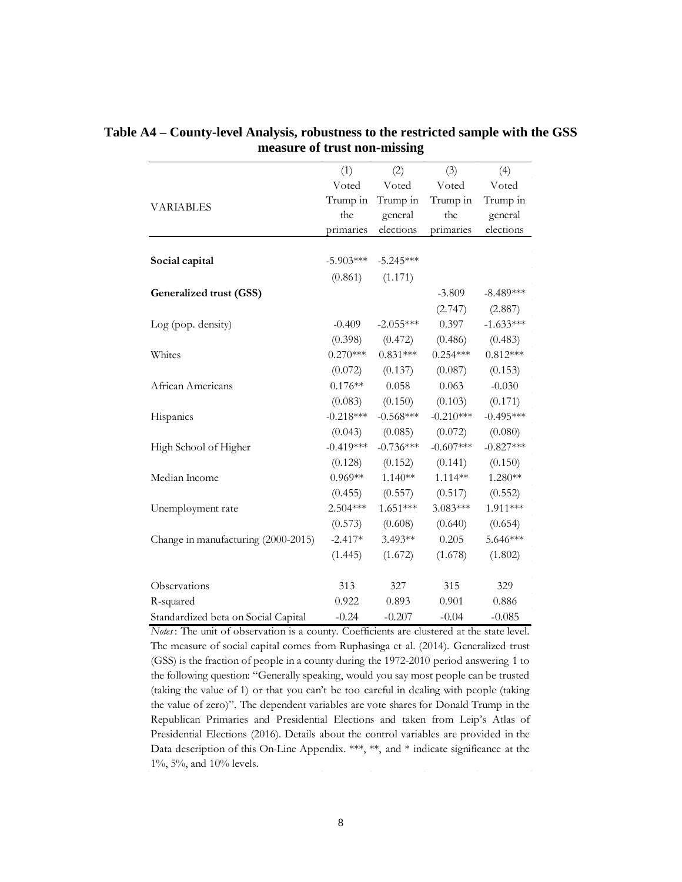**Table A4 – County-level Analysis, robustness to the restricted sample with the GSS measure of trust non-missing**

| VARIABLES | (1) Voted Trump in the primaries | (2) Voted Trump in general elections | (3) Voted Trump in the primaries | (4) Voted Trump in general elections |
|---|---|---|---|---|
| **Social capital** | -5.903*** | -5.245*** | | |
| | (0.861) | (1.171) | | |
| **Generalized trust (GSS)** | | | -3.809 | -8.489*** |
| | | | (2.747) | (2.887) |
| Log (pop. density) | -0.409 | -2.055*** | 0.397 | -1.633*** |
| | (0.398) | (0.472) | (0.486) | (0.483) |
| Whites | 0.270*** | 0.831*** | 0.254*** | 0.812*** |
| | (0.072) | (0.137) | (0.087) | (0.153) |
| African Americans | 0.176** | 0.058 | 0.063 | -0.030 |
| | (0.083) | (0.150) | (0.103) | (0.171) |
| Hispanics | -0.218*** | -0.568*** | -0.210*** | -0.495*** |
| | (0.043) | (0.085) | (0.072) | (0.080) |
| High School of Higher | -0.419*** | -0.736*** | -0.607*** | -0.827*** |
| | (0.128) | (0.152) | (0.141) | (0.150) |
| Median Income | 0.969** | 1.140** | 1.114** | 1.280** |
| | (0.455) | (0.557) | (0.517) | (0.552) |
| Unemployment rate | 2.504*** | 1.651*** | 3.083*** | 1.911*** |
| | (0.573) | (0.608) | (0.640) | (0.654) |
| Change in manufacturing (2000-2015) | -2.417* | 3.493** | 0.205 | 5.646*** |
| | (1.445) | (1.672) | (1.678) | (1.802) |
| Observations | 313 | 327 | 315 | 329 |
| R-squared | 0.922 | 0.893 | 0.901 | 0.886 |
| Standardized beta on Social Capital | -0.24 | -0.207 | -0.04 | -0.085 |

*Notes*: The unit of observation is a county. Coefficients are clustered at the state level. The measure of social capital comes from Ruphasinga et al. (2014). Generalized trust (GSS) is the fraction of people in a county during the 1972-2010 period answering 1 to the following question: "Generally speaking, would you say most people can be trusted (taking the value of 1) or that you can't be too careful in dealing with people (taking the value of zero)". The dependent variables are vote shares for Donald Trump in the Republican Primaries and Presidential Elections and taken from Leip's Atlas of Presidential Elections (2016). Details about the control variables are provided in the Data description of this On-Line Appendix. ***, **, and * indicate significance at the 1%, 5%, and 10% levels.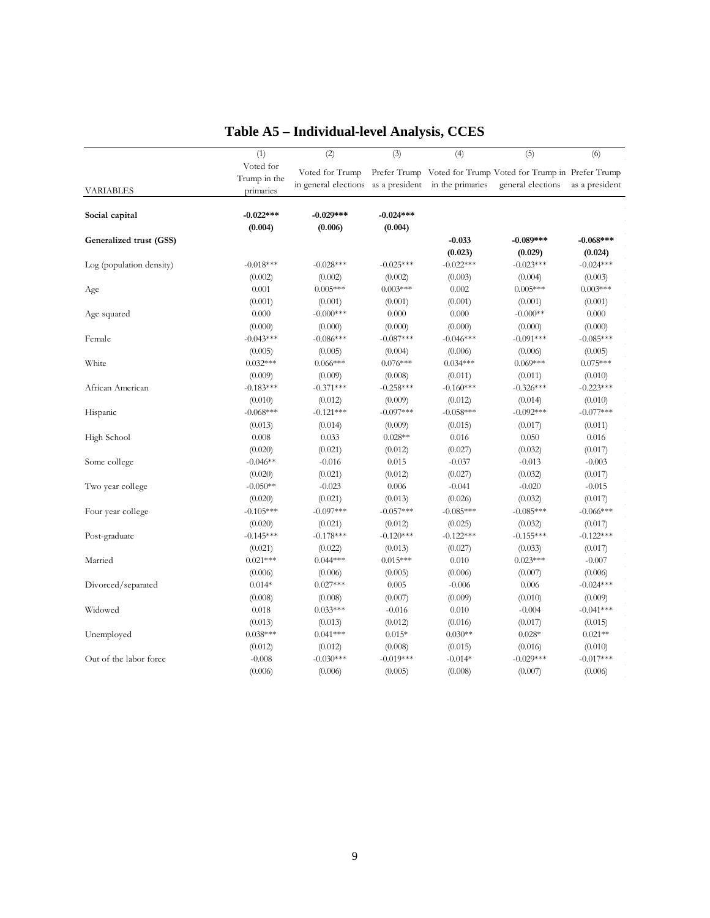# Table A5 – Individual-level Analysis, CCES

| VARIABLES | (1) Voted for Trump in the primaries | (2) Voted for Trump in general elections | (3) Prefer Trump as a president | (4) Voted for Trump in the primaries | (5) Voted for Trump in general elections | (6) Prefer Trump as a president |
|---|---|---|---|---|---|---|
| **Social capital** | **-0.022\*\*\*** | **-0.029\*\*\*** | **-0.024\*\*\*** | | | |
| | **(0.004)** | **(0.006)** | **(0.004)** | | | |
| **Generalized trust (GSS)** | | | | **-0.033** | **-0.089\*\*\*** | **-0.068\*\*\*** |
| | | | | **(0.023)** | **(0.029)** | **(0.024)** |
| Log (population density) | -0.018\*\*\* | -0.028\*\*\* | -0.025\*\*\* | -0.022\*\*\* | -0.023\*\*\* | -0.024\*\*\* |
| | (0.002) | (0.002) | (0.002) | (0.003) | (0.004) | (0.003) |
| Age | 0.001 | 0.005\*\*\* | 0.003\*\*\* | 0.002 | 0.005\*\*\* | 0.003\*\*\* |
| | (0.001) | (0.001) | (0.001) | (0.001) | (0.001) | (0.001) |
| Age squared | 0.000 | -0.000\*\*\* | 0.000 | 0.000 | -0.000\*\* | 0.000 |
| | (0.000) | (0.000) | (0.000) | (0.000) | (0.000) | (0.000) |
| Female | -0.043\*\*\* | -0.086\*\*\* | -0.087\*\*\* | -0.046\*\*\* | -0.091\*\*\* | -0.085\*\*\* |
| | (0.005) | (0.005) | (0.004) | (0.006) | (0.006) | (0.005) |
| White | 0.032\*\*\* | 0.066\*\*\* | 0.076\*\*\* | 0.034\*\*\* | 0.069\*\*\* | 0.075\*\*\* |
| | (0.009) | (0.009) | (0.008) | (0.011) | (0.011) | (0.010) |
| African American | -0.183\*\*\* | -0.371\*\*\* | -0.258\*\*\* | -0.160\*\*\* | -0.326\*\*\* | -0.223\*\*\* |
| | (0.010) | (0.012) | (0.009) | (0.012) | (0.014) | (0.010) |
| Hispanic | -0.068\*\*\* | -0.121\*\*\* | -0.097\*\*\* | -0.058\*\*\* | -0.092\*\*\* | -0.077\*\*\* |
| | (0.013) | (0.014) | (0.009) | (0.015) | (0.017) | (0.011) |
| High School | 0.008 | 0.033 | 0.028\*\* | 0.016 | 0.050 | 0.016 |
| | (0.020) | (0.021) | (0.012) | (0.027) | (0.032) | (0.017) |
| Some college | -0.046\*\* | -0.016 | 0.015 | -0.037 | -0.013 | -0.003 |
| | (0.020) | (0.021) | (0.012) | (0.027) | (0.032) | (0.017) |
| Two year college | -0.050\*\* | -0.023 | 0.006 | -0.041 | -0.020 | -0.015 |
| | (0.020) | (0.021) | (0.013) | (0.026) | (0.032) | (0.017) |
| Four year college | -0.105\*\*\* | -0.097\*\*\* | -0.057\*\*\* | -0.085\*\*\* | -0.085\*\*\* | -0.066\*\*\* |
| | (0.020) | (0.021) | (0.012) | (0.025) | (0.032) | (0.017) |
| Post-graduate | -0.145\*\*\* | -0.178\*\*\* | -0.120\*\*\* | -0.122\*\*\* | -0.155\*\*\* | -0.122\*\*\* |
| | (0.021) | (0.022) | (0.013) | (0.027) | (0.033) | (0.017) |
| Married | 0.021\*\*\* | 0.044\*\*\* | 0.015\*\*\* | 0.010 | 0.023\*\*\* | -0.007 |
| | (0.006) | (0.006) | (0.005) | (0.006) | (0.007) | (0.006) |
| Divorced/separated | 0.014\* | 0.027\*\*\* | 0.005 | -0.006 | 0.006 | -0.024\*\*\* |
| | (0.008) | (0.008) | (0.007) | (0.009) | (0.010) | (0.009) |
| Widowed | 0.018 | 0.033\*\*\* | -0.016 | 0.010 | -0.004 | -0.041\*\*\* |
| | (0.013) | (0.013) | (0.012) | (0.016) | (0.017) | (0.015) |
| Unemployed | 0.038\*\*\* | 0.041\*\*\* | 0.015\* | 0.030\*\* | 0.028\* | 0.021\*\* |
| | (0.012) | (0.012) | (0.008) | (0.015) | (0.016) | (0.010) |
| Out of the labor force | -0.008 | -0.030\*\*\* | -0.019\*\*\* | -0.014\* | -0.029\*\*\* | -0.017\*\*\* |
| | (0.006) | (0.006) | (0.005) | (0.008) | (0.007) | (0.006) |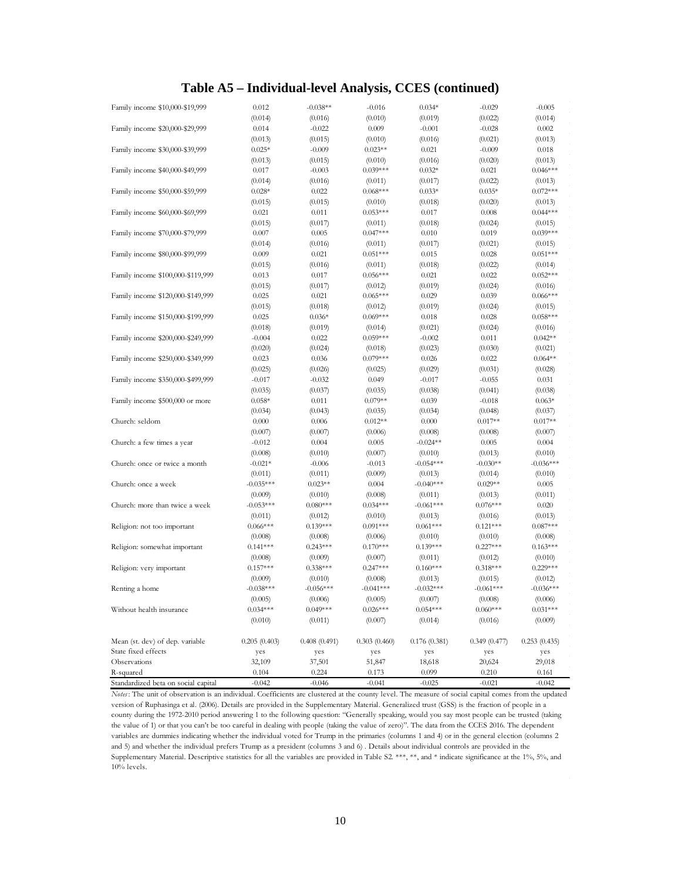# Table A5 – Individual-level Analysis, CCES (continued)

| | (1) | (2) | (3) | (4) | (5) | (6) |
|---|---|---|---|---|---|---|
| Family income \$10,000-\$19,999 | 0.012 | -0.038** | -0.016 | 0.034* | -0.029 | -0.005 |
| | (0.014) | (0.016) | (0.010) | (0.019) | (0.022) | (0.014) |
| Family income \$20,000-\$29,999 | 0.014 | -0.022 | 0.009 | -0.001 | -0.028 | 0.002 |
| | (0.013) | (0.015) | (0.010) | (0.016) | (0.021) | (0.013) |
| Family income \$30,000-\$39,999 | 0.025* | -0.009 | 0.023** | 0.021 | -0.009 | 0.018 |
| | (0.013) | (0.015) | (0.010) | (0.016) | (0.020) | (0.013) |
| Family income \$40,000-\$49,999 | 0.017 | -0.003 | 0.039*** | 0.032* | 0.021 | 0.046*** |
| | (0.014) | (0.016) | (0.011) | (0.017) | (0.022) | (0.013) |
| Family income \$50,000-\$59,999 | 0.028* | 0.022 | 0.068*** | 0.033* | 0.035* | 0.072*** |
| | (0.015) | (0.015) | (0.010) | (0.018) | (0.020) | (0.013) |
| Family income \$60,000-\$69,999 | 0.021 | 0.011 | 0.053*** | 0.017 | 0.008 | 0.044*** |
| | (0.015) | (0.017) | (0.011) | (0.018) | (0.024) | (0.015) |
| Family income \$70,000-\$79,999 | 0.007 | 0.005 | 0.047*** | 0.010 | 0.019 | 0.039*** |
| | (0.014) | (0.016) | (0.011) | (0.017) | (0.021) | (0.015) |
| Family income \$80,000-\$99,999 | 0.009 | 0.021 | 0.051*** | 0.015 | 0.028 | 0.051*** |
| | (0.015) | (0.016) | (0.011) | (0.018) | (0.022) | (0.014) |
| Family income \$100,000-\$119,999 | 0.013 | 0.017 | 0.056*** | 0.021 | 0.022 | 0.052*** |
| | (0.015) | (0.017) | (0.012) | (0.019) | (0.024) | (0.016) |
| Family income \$120,000-\$149,999 | 0.025 | 0.021 | 0.065*** | 0.029 | 0.039 | 0.066*** |
| | (0.015) | (0.018) | (0.012) | (0.019) | (0.024) | (0.015) |
| Family income \$150,000-\$199,999 | 0.025 | 0.036* | 0.069*** | 0.018 | 0.028 | 0.058*** |
| | (0.018) | (0.019) | (0.014) | (0.021) | (0.024) | (0.016) |
| Family income \$200,000-\$249,999 | -0.004 | 0.022 | 0.059*** | -0.002 | 0.011 | 0.042** |
| | (0.020) | (0.024) | (0.018) | (0.023) | (0.030) | (0.021) |
| Family income \$250,000-\$349,999 | 0.023 | 0.036 | 0.079*** | 0.026 | 0.022 | 0.064** |
| | (0.025) | (0.026) | (0.025) | (0.029) | (0.031) | (0.028) |
| Family income \$350,000-\$499,999 | -0.017 | -0.032 | 0.049 | -0.017 | -0.055 | 0.031 |
| | (0.035) | (0.037) | (0.035) | (0.038) | (0.041) | (0.038) |
| Family income \$500,000 or more | 0.058* | 0.011 | 0.079** | 0.039 | -0.018 | 0.063* |
| | (0.034) | (0.043) | (0.035) | (0.034) | (0.048) | (0.037) |
| Church: seldom | 0.000 | 0.006 | 0.012** | 0.000 | 0.017** | 0.017** |
| | (0.007) | (0.007) | (0.006) | (0.008) | (0.008) | (0.007) |
| Church: a few times a year | -0.012 | 0.004 | 0.005 | -0.024** | 0.005 | 0.004 |
| | (0.008) | (0.010) | (0.007) | (0.010) | (0.013) | (0.010) |
| Church: once or twice a month | -0.021* | -0.006 | -0.013 | -0.054*** | -0.030** | -0.036*** |
| | (0.011) | (0.011) | (0.009) | (0.013) | (0.014) | (0.010) |
| Church: once a week | -0.035*** | 0.023** | 0.004 | -0.040*** | 0.029** | 0.005 |
| | (0.009) | (0.010) | (0.008) | (0.011) | (0.013) | (0.011) |
| Church: more than twice a week | -0.053*** | 0.080*** | 0.034*** | -0.061*** | 0.076*** | 0.020 |
| | (0.011) | (0.012) | (0.010) | (0.013) | (0.016) | (0.013) |
| Religion: not too important | 0.066*** | 0.139*** | 0.091*** | 0.061*** | 0.121*** | 0.087*** |
| | (0.008) | (0.008) | (0.006) | (0.010) | (0.010) | (0.008) |
| Religion: somewhat important | 0.141*** | 0.243*** | 0.170*** | 0.139*** | 0.227*** | 0.163*** |
| | (0.008) | (0.009) | (0.007) | (0.011) | (0.012) | (0.010) |
| Religion: very important | 0.157*** | 0.338*** | 0.247*** | 0.160*** | 0.318*** | 0.229*** |
| | (0.009) | (0.010) | (0.008) | (0.013) | (0.015) | (0.012) |
| Renting a home | -0.038*** | -0.056*** | -0.041*** | -0.032*** | -0.061*** | -0.036*** |
| | (0.005) | (0.006) | (0.005) | (0.007) | (0.008) | (0.006) |
| Without health insurance | 0.034*** | 0.049*** | 0.026*** | 0.054*** | 0.060*** | 0.031*** |
| | (0.010) | (0.011) | (0.007) | (0.014) | (0.016) | (0.009) |
| Mean (st. dev) of dep. variable | 0.205 (0.403) | 0.408 (0.491) | 0.303 (0.460) | 0.176 (0.381) | 0.349 (0.477) | 0.253 (0.435) |
| State fixed effects | yes | yes | yes | yes | yes | yes |
| Observations | 32,109 | 37,501 | 51,847 | 18,618 | 20,624 | 29,018 |
| R-squared | 0.104 | 0.224 | 0.173 | 0.099 | 0.210 | 0.161 |
| Standardized beta on social capital | -0.042 | -0.046 | -0.041 | -0.025 | -0.021 | -0.042 |

*Notes*: The unit of observation is an individual. Coefficients are clustered at the county level. The measure of social capital comes from the updated version of Ruphasinga et al. (2006). Details are provided in the Supplementary Material. Generalized trust (GSS) is the fraction of people in a county during the 1972-2010 period answering 1 to the following question: "Generally speaking, would you say most people can be trusted (taking the value of 1) or that you can't be too careful in dealing with people (taking the value of zero)". The data from the CCES 2016. The dependent variables are dummies indicating whether the individual voted for Trump in the primaries (columns 1 and 4) or in the general election (columns 2 and 5) and whether the individual prefers Trump as a president (columns 3 and 6) . Details about individual controls are provided in the Supplementary Material. Descriptive statistics for all the variables are provided in Table S2. ***, **, and * indicate significance at the 1%, 5%, and 10% levels.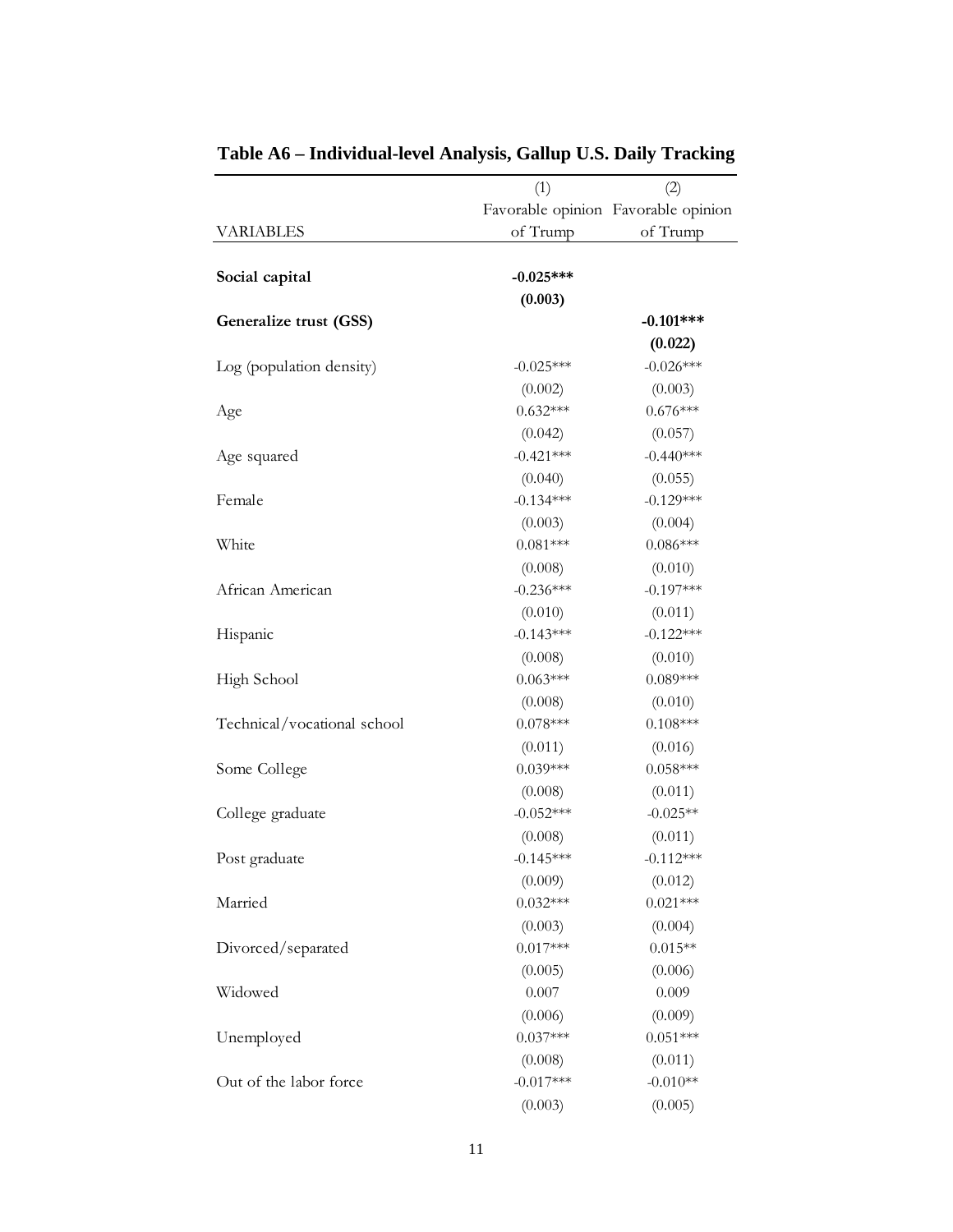**Table A6 – Individual-level Analysis, Gallup U.S. Daily Tracking**

| VARIABLES | (1) Favorable opinion of Trump | (2) Favorable opinion of Trump |
|---|---|---|
| **Social capital** | **-0.025\*\*\*** | |
| | **(0.003)** | |
| **Generalize trust (GSS)** | | **-0.101\*\*\*** |
| | | **(0.022)** |
| Log (population density) | -0.025\*\*\* | -0.026\*\*\* |
| | (0.002) | (0.003) |
| Age | 0.632\*\*\* | 0.676\*\*\* |
| | (0.042) | (0.057) |
| Age squared | -0.421\*\*\* | -0.440\*\*\* |
| | (0.040) | (0.055) |
| Female | -0.134\*\*\* | -0.129\*\*\* |
| | (0.003) | (0.004) |
| White | 0.081\*\*\* | 0.086\*\*\* |
| | (0.008) | (0.010) |
| African American | -0.236\*\*\* | -0.197\*\*\* |
| | (0.010) | (0.011) |
| Hispanic | -0.143\*\*\* | -0.122\*\*\* |
| | (0.008) | (0.010) |
| High School | 0.063\*\*\* | 0.089\*\*\* |
| | (0.008) | (0.010) |
| Technical/vocational school | 0.078\*\*\* | 0.108\*\*\* |
| | (0.011) | (0.016) |
| Some College | 0.039\*\*\* | 0.058\*\*\* |
| | (0.008) | (0.011) |
| College graduate | -0.052\*\*\* | -0.025\*\* |
| | (0.008) | (0.011) |
| Post graduate | -0.145\*\*\* | -0.112\*\*\* |
| | (0.009) | (0.012) |
| Married | 0.032\*\*\* | 0.021\*\*\* |
| | (0.003) | (0.004) |
| Divorced/separated | 0.017\*\*\* | 0.015\*\* |
| | (0.005) | (0.006) |
| Widowed | 0.007 | 0.009 |
| | (0.006) | (0.009) |
| Unemployed | 0.037\*\*\* | 0.051\*\*\* |
| | (0.008) | (0.011) |
| Out of the labor force | -0.017\*\*\* | -0.010\*\* |
| | (0.003) | (0.005) |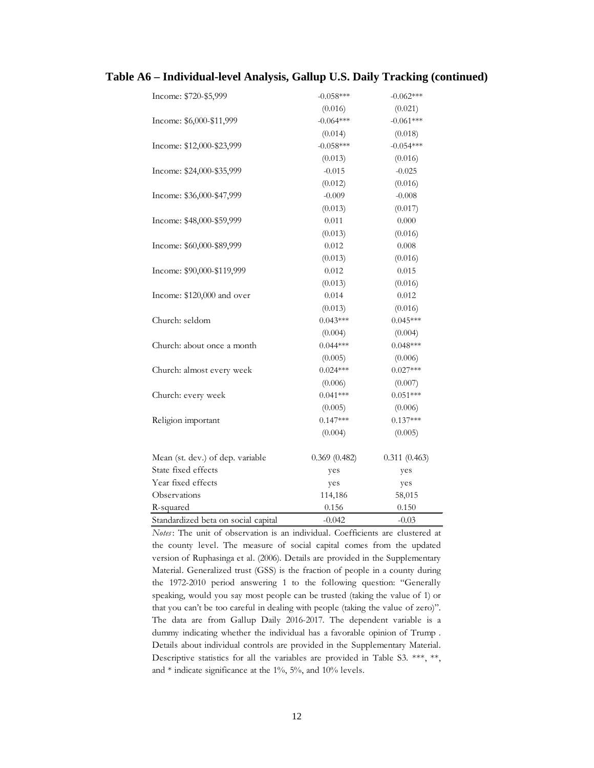## Table A6 – Individual-level Analysis, Gallup U.S. Daily Tracking (continued)

| | | |
|---|---|---|
| Income: $720-$5,999 | -0.058*** | -0.062*** |
| | (0.016) | (0.021) |
| Income: $6,000-$11,999 | -0.064*** | -0.061*** |
| | (0.014) | (0.018) |
| Income: $12,000-$23,999 | -0.058*** | -0.054*** |
| | (0.013) | (0.016) |
| Income: $24,000-$35,999 | -0.015 | -0.025 |
| | (0.012) | (0.016) |
| Income: $36,000-$47,999 | -0.009 | -0.008 |
| | (0.013) | (0.017) |
| Income: $48,000-$59,999 | 0.011 | 0.000 |
| | (0.013) | (0.016) |
| Income: $60,000-$89,999 | 0.012 | 0.008 |
| | (0.013) | (0.016) |
| Income: $90,000-$119,999 | 0.012 | 0.015 |
| | (0.013) | (0.016) |
| Income: $120,000 and over | 0.014 | 0.012 |
| | (0.013) | (0.016) |
| Church: seldom | 0.043*** | 0.045*** |
| | (0.004) | (0.004) |
| Church: about once a month | 0.044*** | 0.048*** |
| | (0.005) | (0.006) |
| Church: almost every week | 0.024*** | 0.027*** |
| | (0.006) | (0.007) |
| Church: every week | 0.041*** | 0.051*** |
| | (0.005) | (0.006) |
| Religion important | 0.147*** | 0.137*** |
| | (0.004) | (0.005) |
| Mean (st. dev.) of dep. variable | 0.369 (0.482) | 0.311 (0.463) |
| State fixed effects | yes | yes |
| Year fixed effects | yes | yes |
| Observations | 114,186 | 58,015 |
| R-squared | 0.156 | 0.150 |
| Standardized beta on social capital | -0.042 | -0.03 |

*Notes*: The unit of observation is an individual. Coefficients are clustered at the county level. The measure of social capital comes from the updated version of Ruphasinga et al. (2006). Details are provided in the Supplementary Material. Generalized trust (GSS) is the fraction of people in a county during the 1972-2010 period answering 1 to the following question: "Generally speaking, would you say most people can be trusted (taking the value of 1) or that you can't be too careful in dealing with people (taking the value of zero)". The data are from Gallup Daily 2016-2017. The dependent variable is a dummy indicating whether the individual has a favorable opinion of Trump . Details about individual controls are provided in the Supplementary Material. Descriptive statistics for all the variables are provided in Table S3. ***, **, and * indicate significance at the 1%, 5%, and 10% levels.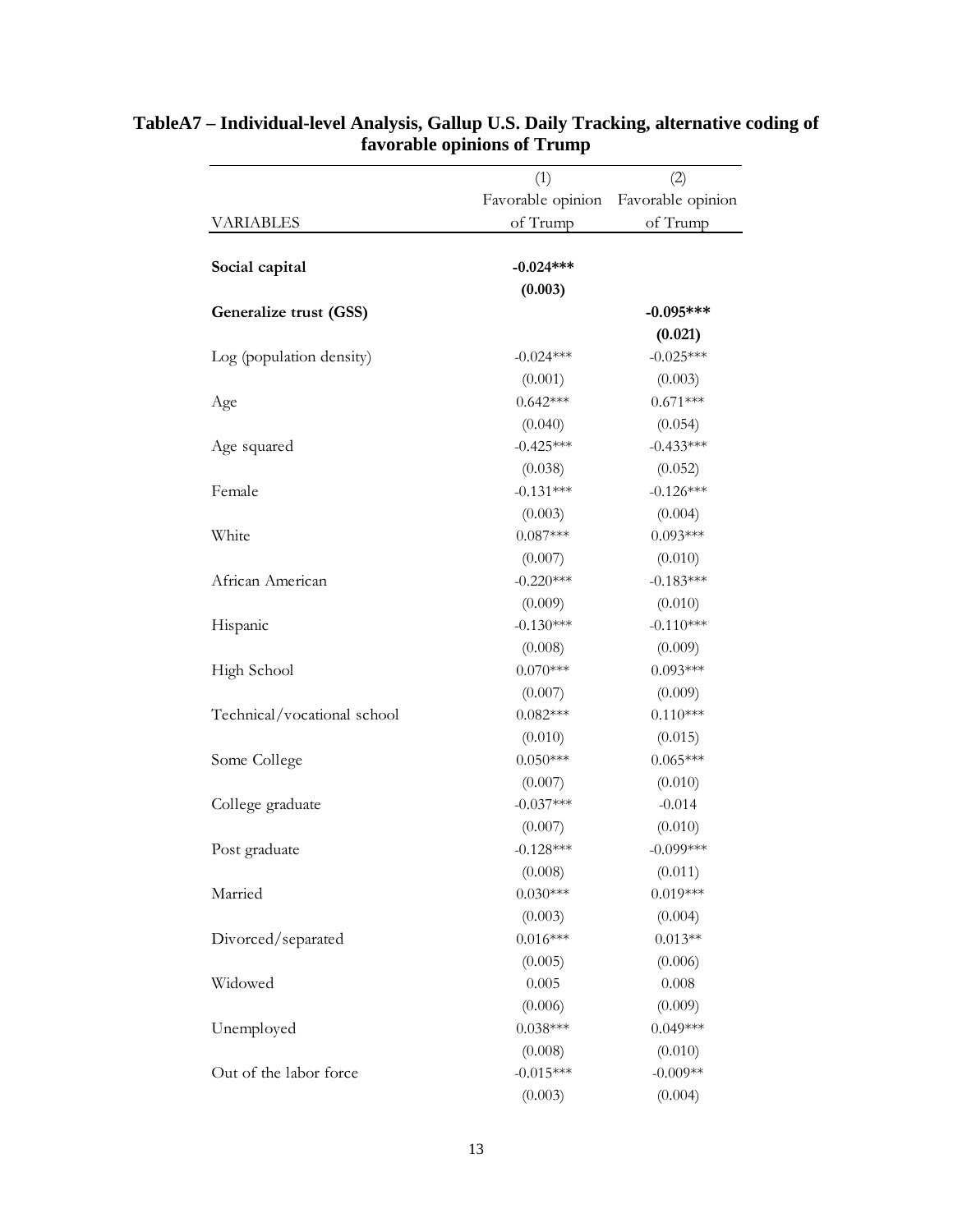**TableA7 – Individual-level Analysis, Gallup U.S. Daily Tracking, alternative coding of favorable opinions of Trump**

| VARIABLES | (1)<br>Favorable opinion of Trump | (2)<br>Favorable opinion of Trump |
|---|---|---|
| **Social capital** | **-0.024\*\*\*** | |
| | **(0.003)** | |
| **Generalize trust (GSS)** | | **-0.095\*\*\*** |
| | | **(0.021)** |
| Log (population density) | -0.024\*\*\* | -0.025\*\*\* |
| | (0.001) | (0.003) |
| Age | 0.642\*\*\* | 0.671\*\*\* |
| | (0.040) | (0.054) |
| Age squared | -0.425\*\*\* | -0.433\*\*\* |
| | (0.038) | (0.052) |
| Female | -0.131\*\*\* | -0.126\*\*\* |
| | (0.003) | (0.004) |
| White | 0.087\*\*\* | 0.093\*\*\* |
| | (0.007) | (0.010) |
| African American | -0.220\*\*\* | -0.183\*\*\* |
| | (0.009) | (0.010) |
| Hispanic | -0.130\*\*\* | -0.110\*\*\* |
| | (0.008) | (0.009) |
| High School | 0.070\*\*\* | 0.093\*\*\* |
| | (0.007) | (0.009) |
| Technical/vocational school | 0.082\*\*\* | 0.110\*\*\* |
| | (0.010) | (0.015) |
| Some College | 0.050\*\*\* | 0.065\*\*\* |
| | (0.007) | (0.010) |
| College graduate | -0.037\*\*\* | -0.014 |
| | (0.007) | (0.010) |
| Post graduate | -0.128\*\*\* | -0.099\*\*\* |
| | (0.008) | (0.011) |
| Married | 0.030\*\*\* | 0.019\*\*\* |
| | (0.003) | (0.004) |
| Divorced/separated | 0.016\*\*\* | 0.013\*\* |
| | (0.005) | (0.006) |
| Widowed | 0.005 | 0.008 |
| | (0.006) | (0.009) |
| Unemployed | 0.038\*\*\* | 0.049\*\*\* |
| | (0.008) | (0.010) |
| Out of the labor force | -0.015\*\*\* | -0.009\*\* |
| | (0.003) | (0.004) |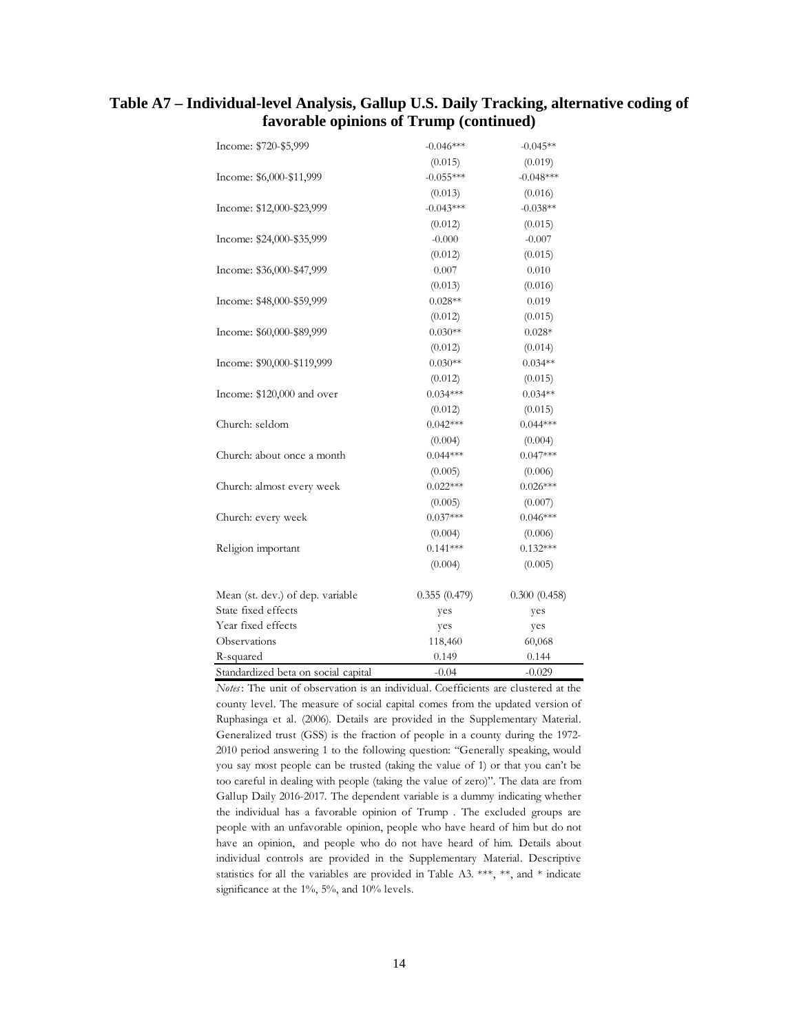## Table A7 – Individual-level Analysis, Gallup U.S. Daily Tracking, alternative coding of favorable opinions of Trump (continued)

| | | |
|---|---|---|
| Income: $720-$5,999 | -0.046*** | -0.045** |
| | (0.015) | (0.019) |
| Income: $6,000-$11,999 | -0.055*** | -0.048*** |
| | (0.013) | (0.016) |
| Income: $12,000-$23,999 | -0.043*** | -0.038** |
| | (0.012) | (0.015) |
| Income: $24,000-$35,999 | -0.000 | -0.007 |
| | (0.012) | (0.015) |
| Income: $36,000-$47,999 | 0.007 | 0.010 |
| | (0.013) | (0.016) |
| Income: $48,000-$59,999 | 0.028** | 0.019 |
| | (0.012) | (0.015) |
| Income: $60,000-$89,999 | 0.030** | 0.028* |
| | (0.012) | (0.014) |
| Income: $90,000-$119,999 | 0.030** | 0.034** |
| | (0.012) | (0.015) |
| Income: $120,000 and over | 0.034*** | 0.034** |
| | (0.012) | (0.015) |
| Church: seldom | 0.042*** | 0.044*** |
| | (0.004) | (0.004) |
| Church: about once a month | 0.044*** | 0.047*** |
| | (0.005) | (0.006) |
| Church: almost every week | 0.022*** | 0.026*** |
| | (0.005) | (0.007) |
| Church: every week | 0.037*** | 0.046*** |
| | (0.004) | (0.006) |
| Religion important | 0.141*** | 0.132*** |
| | (0.004) | (0.005) |
| Mean (st. dev.) of dep. variable | 0.355 (0.479) | 0.300 (0.458) |
| State fixed effects | yes | yes |
| Year fixed effects | yes | yes |
| Observations | 118,460 | 60,068 |
| R-squared | 0.149 | 0.144 |
| Standardized beta on social capital | -0.04 | -0.029 |

*Notes*: The unit of observation is an individual. Coefficients are clustered at the county level. The measure of social capital comes from the updated version of Ruphasinga et al. (2006). Details are provided in the Supplementary Material. Generalized trust (GSS) is the fraction of people in a county during the 1972-2010 period answering 1 to the following question: "Generally speaking, would you say most people can be trusted (taking the value of 1) or that you can't be too careful in dealing with people (taking the value of zero)". The data are from Gallup Daily 2016-2017. The dependent variable is a dummy indicating whether the individual has a favorable opinion of Trump . The excluded groups are people with an unfavorable opinion, people who have heard of him but do not have an opinion, and people who do not have heard of him. Details about individual controls are provided in the Supplementary Material. Descriptive statistics for all the variables are provided in Table A3. ***, **, and * indicate significance at the 1%, 5%, and 10% levels.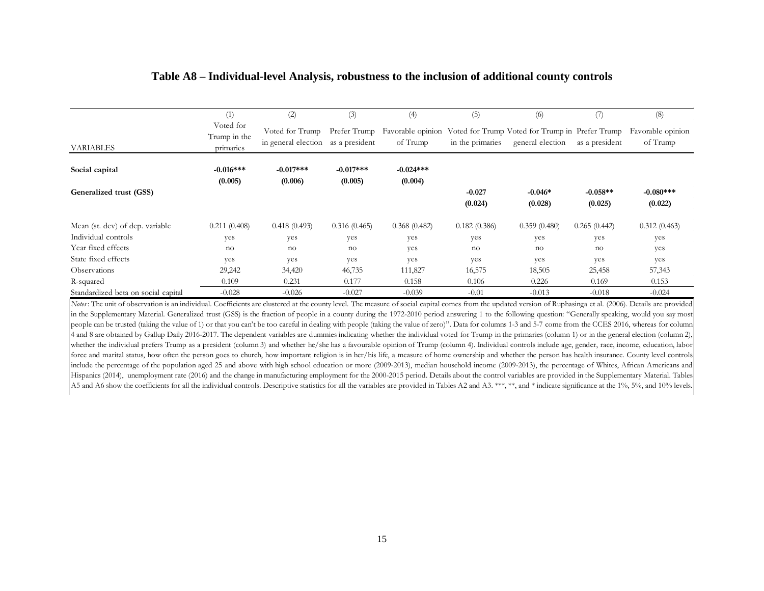# Table A8 – Individual-level Analysis, robustness to the inclusion of additional county controls

| VARIABLES | (1) Voted for Trump in the primaries | (2) Voted for Trump in general election | (3) Prefer Trump as a president | (4) Favorable opinion of Trump | (5) Voted for Trump in the primaries | (6) Voted for Trump in general election | (7) Prefer Trump as a president | (8) Favorable opinion of Trump |
|---|---|---|---|---|---|---|---|---|
| **Social capital** | **-0.016\*\*\*** | **-0.017\*\*\*** | **-0.017\*\*\*** | **-0.024\*\*\*** | | | | |
| | **(0.005)** | **(0.006)** | **(0.005)** | **(0.004)** | | | | |
| **Generalized trust (GSS)** | | | | | **-0.027** | **-0.046\*** | **-0.058\*\*** | **-0.080\*\*\*** |
| | | | | | **(0.024)** | **(0.028)** | **(0.025)** | **(0.022)** |
| Mean (st. dev) of dep. variable | 0.211 (0.408) | 0.418 (0.493) | 0.316 (0.465) | 0.368 (0.482) | 0.182 (0.386) | 0.359 (0.480) | 0.265 (0.442) | 0.312 (0.463) |
| Individual controls | yes | yes | yes | yes | yes | yes | yes | yes |
| Year fixed effects | no | no | no | yes | no | no | no | yes |
| State fixed effects | yes | yes | yes | yes | yes | yes | yes | yes |
| Observations | 29,242 | 34,420 | 46,735 | 111,827 | 16,575 | 18,505 | 25,458 | 57,343 |
| R-squared | 0.109 | 0.231 | 0.177 | 0.158 | 0.106 | 0.226 | 0.169 | 0.153 |
| Standardized beta on social capital | -0.028 | -0.026 | -0.027 | -0.039 | -0.01 | -0.013 | -0.018 | -0.024 |

*Notes*: The unit of observation is an individual. Coefficients are clustered at the county level. The measure of social capital comes from the updated version of Ruphasinga et al. (2006). Details are provided in the Supplementary Material. Generalized trust (GSS) is the fraction of people in a county during the 1972-2010 period answering 1 to the following question: "Generally speaking, would you say most people can be trusted (taking the value of 1) or that you can't be too careful in dealing with people (taking the value of zero)". Data for columns 1-3 and 5-7 come from the CCES 2016, whereas for column 4 and 8 are obtained by Gallup Daily 2016-2017. The dependent variables are dummies indicating whether the individual voted for Trump in the primaries (column 1) or in the general election (column 2), whether the individual prefers Trump as a president (column 3) and whether he/she has a favourable opinion of Trump (column 4). Individual controls include age, gender, race, income, education, labor force and marital status, how often the person goes to church, how important religion is in her/his life, a measure of home ownership and whether the person has health insurance. County level controls include the percentage of the population aged 25 and above with high school education or more (2009-2013), median household income (2009-2013), the percentage of Whites, African Americans and Hispanics (2014), unemployment rate (2016) and the change in manufacturing employment for the 2000-2015 period. Details about the control variables are provided in the Supplementary Material. Tables A5 and A6 show the coefficients for all the individual controls. Descriptive statistics for all the variables are provided in Tables A2 and A3. \*\*\*, \*\*, and \* indicate significance at the 1%, 5%, and 10% levels.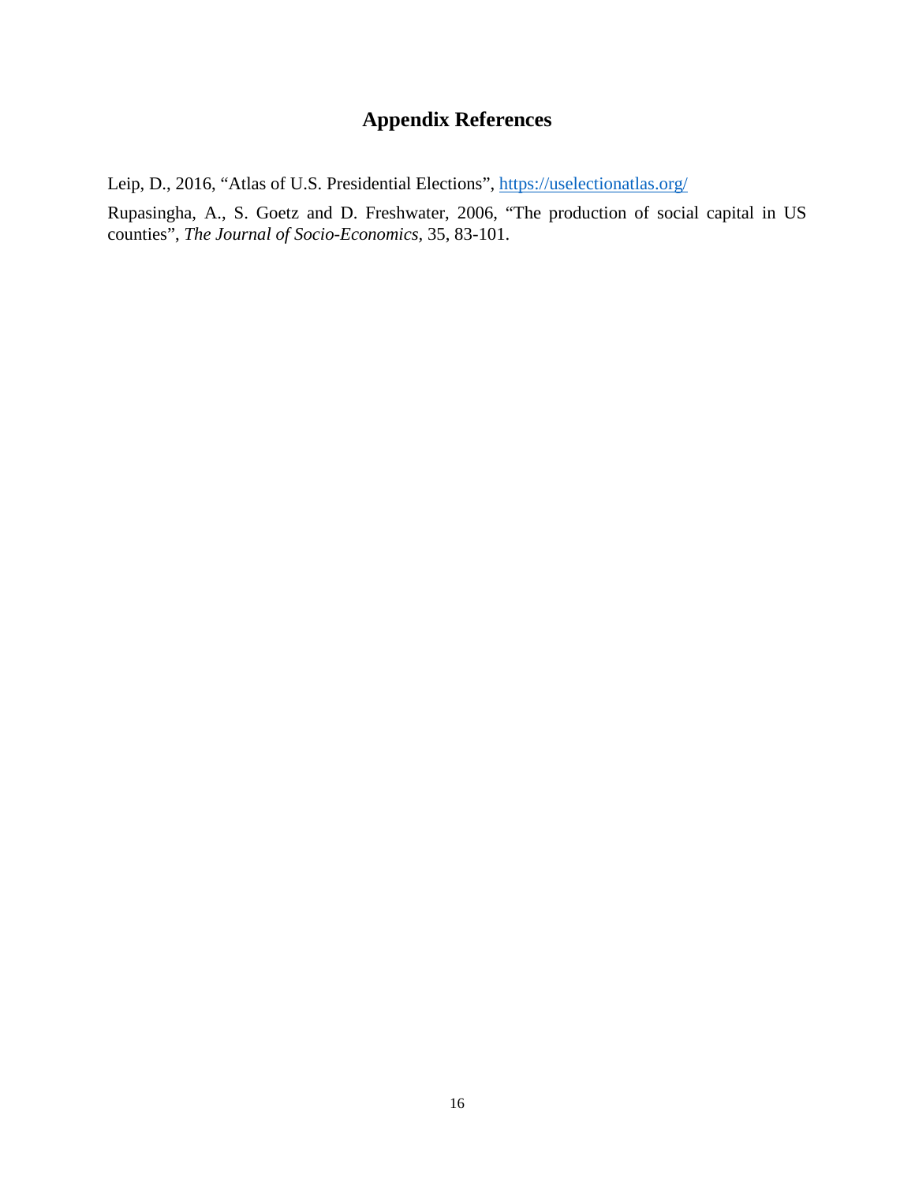# Appendix References

Leip, D., 2016, "Atlas of U.S. Presidential Elections", https://uselectionatlas.org/

Rupasingha, A., S. Goetz and D. Freshwater, 2006, "The production of social capital in US counties", *The Journal of Socio-Economics*, 35, 83-101.